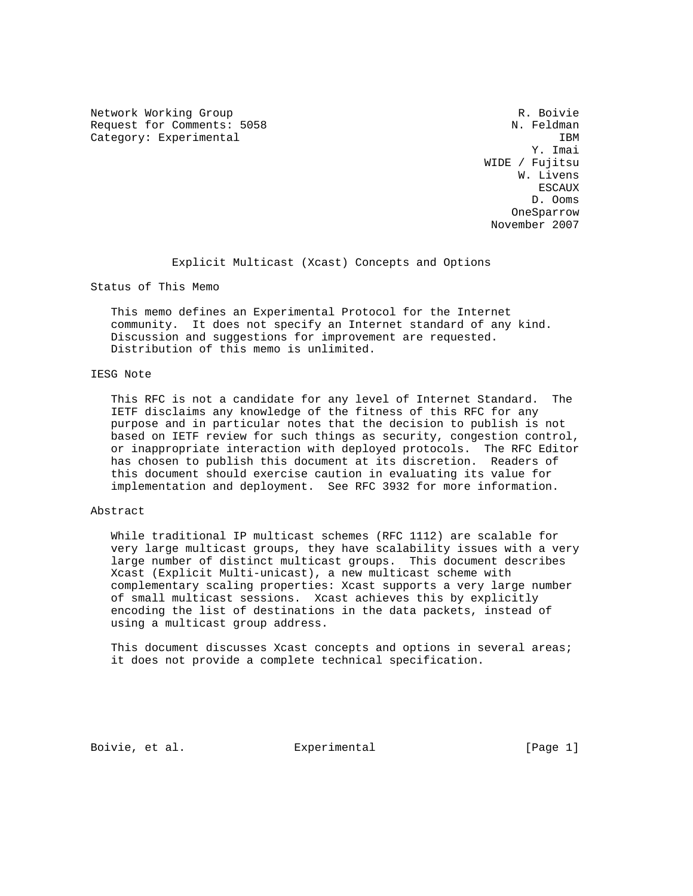Network Working Group R. Boivie
Request for Comments: 5058 N. Feldman
Category: Experimental IBM
Y. Imai
WIDE / Fujitsu
W. Livens
ESCAUX
D. Ooms
OneSparrow
November 2007

# Explicit Multicast (Xcast) Concepts and Options

## Status of This Memo

This memo defines an Experimental Protocol for the Internet community. It does not specify an Internet standard of any kind. Discussion and suggestions for improvement are requested. Distribution of this memo is unlimited.

## IESG Note

This RFC is not a candidate for any level of Internet Standard. The IETF disclaims any knowledge of the fitness of this RFC for any purpose and in particular notes that the decision to publish is not based on IETF review for such things as security, congestion control, or inappropriate interaction with deployed protocols. The RFC Editor has chosen to publish this document at its discretion. Readers of this document should exercise caution in evaluating its value for implementation and deployment. See RFC 3932 for more information.

## Abstract

While traditional IP multicast schemes (RFC 1112) are scalable for very large multicast groups, they have scalability issues with a very large number of distinct multicast groups. This document describes Xcast (Explicit Multi-unicast), a new multicast scheme with complementary scaling properties: Xcast supports a very large number of small multicast sessions. Xcast achieves this by explicitly encoding the list of destinations in the data packets, instead of using a multicast group address.

This document discusses Xcast concepts and options in several areas; it does not provide a complete technical specification.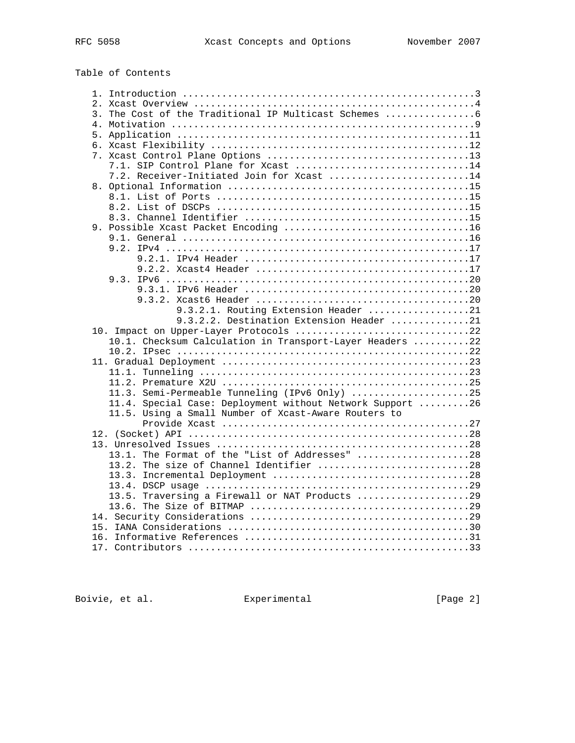## Table of Contents

```
   1. Introduction ....................................................3
   2. Xcast Overview ..................................................4
   3. The Cost of the Traditional IP Multicast Schemes ................6
   4. Motivation ......................................................9
   5. Application ....................................................11
   6. Xcast Flexibility ..............................................12
   7. Xcast Control Plane Options ....................................13
      7.1. SIP Control Plane for Xcast ...............................14
      7.2. Receiver-Initiated Join for Xcast .........................14
   8. Optional Information ...........................................15
      8.1. List of Ports .............................................15
      8.2. List of DSCPs .............................................15
      8.3. Channel Identifier ........................................15
   9. Possible Xcast Packet Encoding .................................16
      9.1. General ...................................................16
      9.2. IPv4 ......................................................17
           9.2.1. IPv4 Header ........................................17
           9.2.2. Xcast4 Header ......................................17
      9.3. IPv6 ......................................................20
           9.3.1. IPv6 Header ........................................20
           9.3.2. Xcast6 Header ......................................20
                  9.3.2.1. Routing Extension Header ..................21
                  9.3.2.2. Destination Extension Header ..............21
   10. Impact on Upper-Layer Protocols ...............................22
      10.1. Checksum Calculation in Transport-Layer Headers ..........22
      10.2. IPsec ....................................................22
   11. Gradual Deployment ............................................23
      11.1. Tunneling ................................................23
      11.2. Premature X2U ............................................25
      11.3. Semi-Permeable Tunneling (IPv6 Only) .....................25
      11.4. Special Case: Deployment without Network Support .........26
      11.5. Using a Small Number of Xcast-Aware Routers to
            Provide Xcast ............................................27
   12. (Socket) API ..................................................28
   13. Unresolved Issues .............................................28
      13.1. The Format of the "List of Addresses" ....................28
      13.2. The size of Channel Identifier ...........................28
      13.3. Incremental Deployment ...................................28
      13.4. DSCP usage ...............................................29
      13.5. Traversing a Firewall or NAT Products ....................29
      13.6. The Size of BITMAP .......................................29
   14. Security Considerations .......................................29
   15. IANA Considerations ...........................................30
   16. Informative References ........................................31
   17. Contributors ..................................................33
```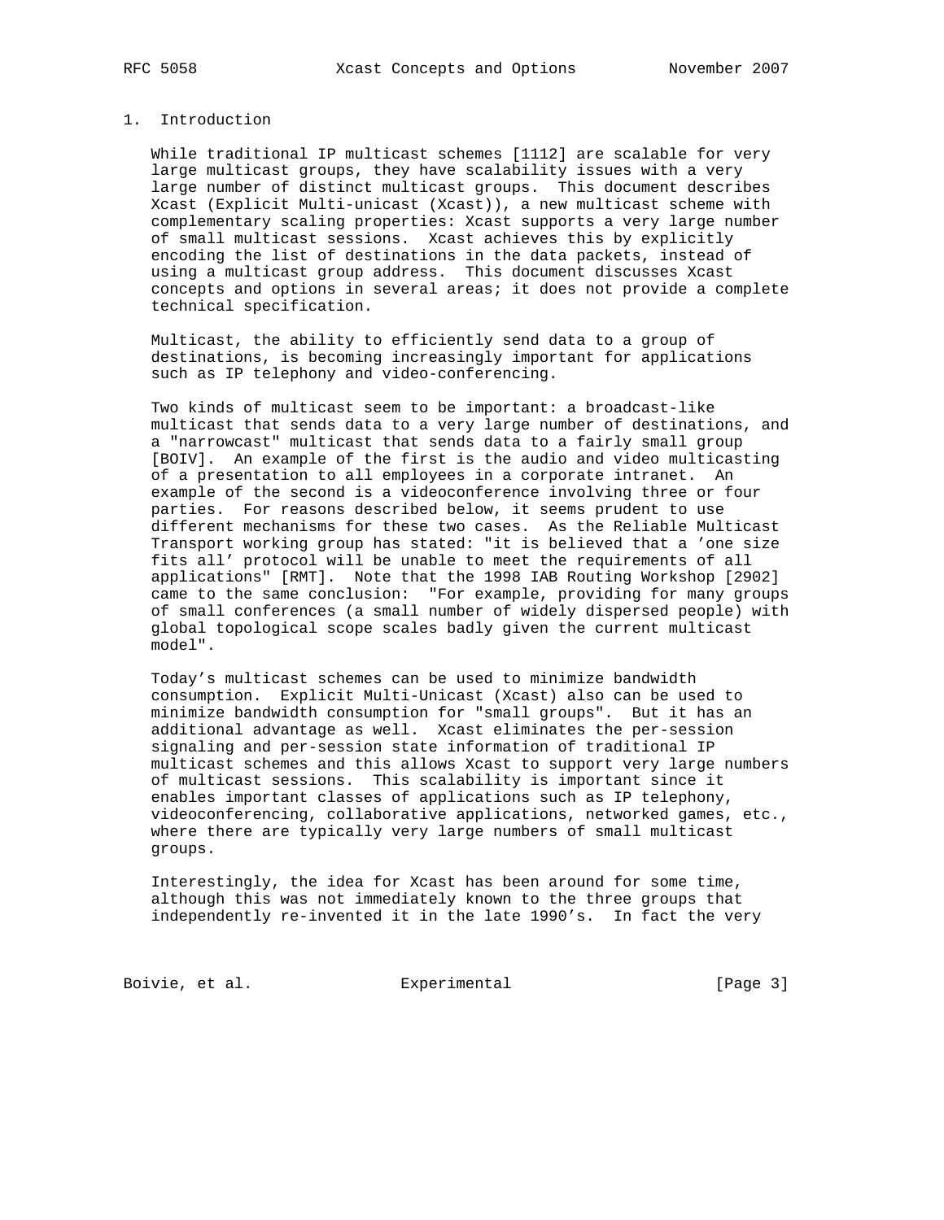# 1. Introduction

While traditional IP multicast schemes [1112] are scalable for very large multicast groups, they have scalability issues with a very large number of distinct multicast groups. This document describes Xcast (Explicit Multi-unicast (Xcast)), a new multicast scheme with complementary scaling properties: Xcast supports a very large number of small multicast sessions. Xcast achieves this by explicitly encoding the list of destinations in the data packets, instead of using a multicast group address. This document discusses Xcast concepts and options in several areas; it does not provide a complete technical specification.

Multicast, the ability to efficiently send data to a group of destinations, is becoming increasingly important for applications such as IP telephony and video-conferencing.

Two kinds of multicast seem to be important: a broadcast-like multicast that sends data to a very large number of destinations, and a "narrowcast" multicast that sends data to a fairly small group [BOIV]. An example of the first is the audio and video multicasting of a presentation to all employees in a corporate intranet. An example of the second is a videoconference involving three or four parties. For reasons described below, it seems prudent to use different mechanisms for these two cases. As the Reliable Multicast Transport working group has stated: "it is believed that a 'one size fits all' protocol will be unable to meet the requirements of all applications" [RMT]. Note that the 1998 IAB Routing Workshop [2902] came to the same conclusion: "For example, providing for many groups of small conferences (a small number of widely dispersed people) with global topological scope scales badly given the current multicast model".

Today's multicast schemes can be used to minimize bandwidth consumption. Explicit Multi-Unicast (Xcast) also can be used to minimize bandwidth consumption for "small groups". But it has an additional advantage as well. Xcast eliminates the per-session signaling and per-session state information of traditional IP multicast schemes and this allows Xcast to support very large numbers of multicast sessions. This scalability is important since it enables important classes of applications such as IP telephony, videoconferencing, collaborative applications, networked games, etc., where there are typically very large numbers of small multicast groups.

Interestingly, the idea for Xcast has been around for some time, although this was not immediately known to the three groups that independently re-invented it in the late 1990's. In fact the very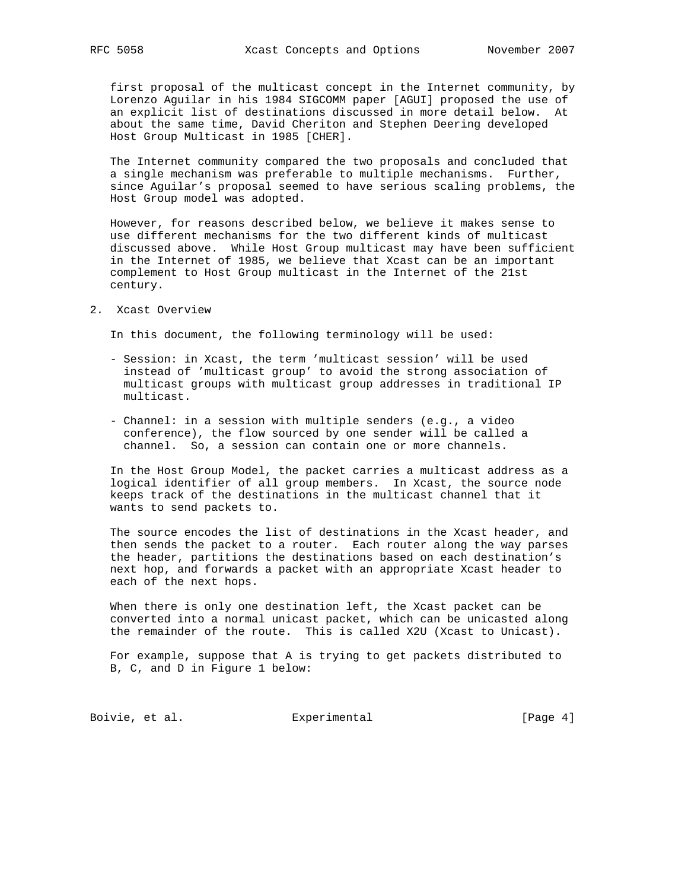first proposal of the multicast concept in the Internet community, by Lorenzo Aguilar in his 1984 SIGCOMM paper [AGUI] proposed the use of an explicit list of destinations discussed in more detail below. At about the same time, David Cheriton and Stephen Deering developed Host Group Multicast in 1985 [CHER].

The Internet community compared the two proposals and concluded that a single mechanism was preferable to multiple mechanisms. Further, since Aguilar's proposal seemed to have serious scaling problems, the Host Group model was adopted.

However, for reasons described below, we believe it makes sense to use different mechanisms for the two different kinds of multicast discussed above. While Host Group multicast may have been sufficient in the Internet of 1985, we believe that Xcast can be an important complement to Host Group multicast in the Internet of the 21st century.

## 2. Xcast Overview

In this document, the following terminology will be used:

- Session: in Xcast, the term 'multicast session' will be used instead of 'multicast group' to avoid the strong association of multicast groups with multicast group addresses in traditional IP multicast.

- Channel: in a session with multiple senders (e.g., a video conference), the flow sourced by one sender will be called a channel. So, a session can contain one or more channels.

In the Host Group Model, the packet carries a multicast address as a logical identifier of all group members. In Xcast, the source node keeps track of the destinations in the multicast channel that it wants to send packets to.

The source encodes the list of destinations in the Xcast header, and then sends the packet to a router. Each router along the way parses the header, partitions the destinations based on each destination's next hop, and forwards a packet with an appropriate Xcast header to each of the next hops.

When there is only one destination left, the Xcast packet can be converted into a normal unicast packet, which can be unicasted along the remainder of the route. This is called X2U (Xcast to Unicast).

For example, suppose that A is trying to get packets distributed to B, C, and D in Figure 1 below: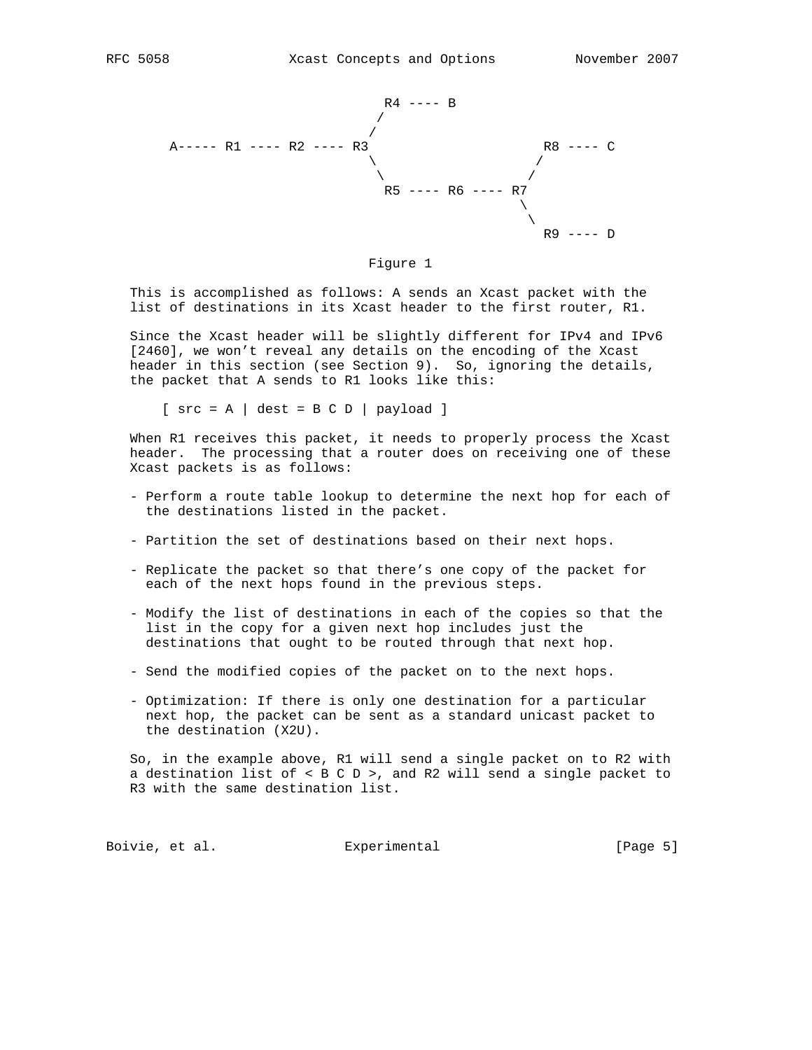```
                          R4 ---- B
                         /
                        /
A----- R1 ---- R2 ---- R3                    R8 ---- C
                        \                    /
                         \                  /
                          R5 ---- R6 ---- R7
                                          \
                                           \
                                            R9 ---- D
```

Figure 1

This is accomplished as follows: A sends an Xcast packet with the list of destinations in its Xcast header to the first router, R1.

Since the Xcast header will be slightly different for IPv4 and IPv6 [2460], we won't reveal any details on the encoding of the Xcast header in this section (see Section 9). So, ignoring the details, the packet that A sends to R1 looks like this:

```
[ src = A | dest = B C D | payload ]
```

When R1 receives this packet, it needs to properly process the Xcast header. The processing that a router does on receiving one of these Xcast packets is as follows:

- Perform a route table lookup to determine the next hop for each of the destinations listed in the packet.
- Partition the set of destinations based on their next hops.
- Replicate the packet so that there's one copy of the packet for each of the next hops found in the previous steps.
- Modify the list of destinations in each of the copies so that the list in the copy for a given next hop includes just the destinations that ought to be routed through that next hop.
- Send the modified copies of the packet on to the next hops.
- Optimization: If there is only one destination for a particular next hop, the packet can be sent as a standard unicast packet to the destination (X2U).

So, in the example above, R1 will send a single packet on to R2 with a destination list of < B C D >, and R2 will send a single packet to R3 with the same destination list.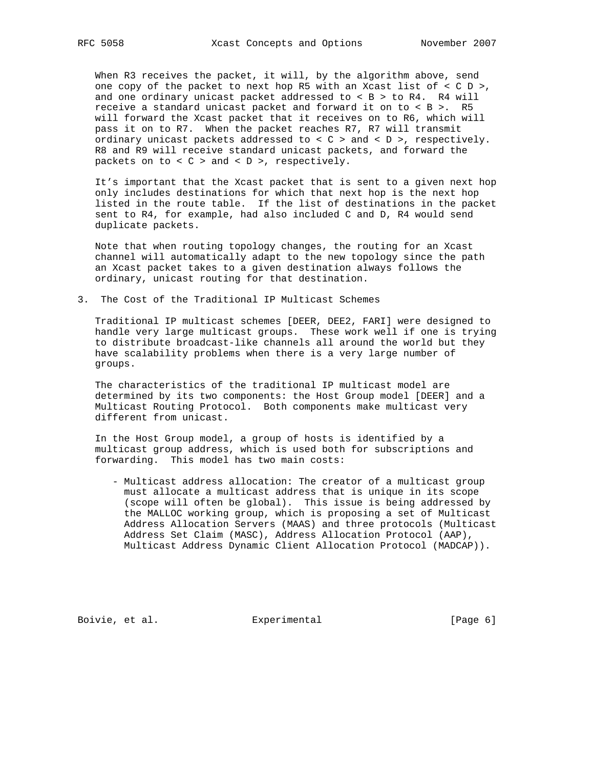When R3 receives the packet, it will, by the algorithm above, send one copy of the packet to next hop R5 with an Xcast list of < C D >, and one ordinary unicast packet addressed to < B > to R4. R4 will receive a standard unicast packet and forward it on to < B >. R5 will forward the Xcast packet that it receives on to R6, which will pass it on to R7. When the packet reaches R7, R7 will transmit ordinary unicast packets addressed to < C > and < D >, respectively. R8 and R9 will receive standard unicast packets, and forward the packets on to < C > and < D >, respectively.

It's important that the Xcast packet that is sent to a given next hop only includes destinations for which that next hop is the next hop listed in the route table. If the list of destinations in the packet sent to R4, for example, had also included C and D, R4 would send duplicate packets.

Note that when routing topology changes, the routing for an Xcast channel will automatically adapt to the new topology since the path an Xcast packet takes to a given destination always follows the ordinary, unicast routing for that destination.

## 3. The Cost of the Traditional IP Multicast Schemes

Traditional IP multicast schemes [DEER, DEE2, FARI] were designed to handle very large multicast groups. These work well if one is trying to distribute broadcast-like channels all around the world but they have scalability problems when there is a very large number of groups.

The characteristics of the traditional IP multicast model are determined by its two components: the Host Group model [DEER] and a Multicast Routing Protocol. Both components make multicast very different from unicast.

In the Host Group model, a group of hosts is identified by a multicast group address, which is used both for subscriptions and forwarding. This model has two main costs:

- Multicast address allocation: The creator of a multicast group must allocate a multicast address that is unique in its scope (scope will often be global). This issue is being addressed by the MALLOC working group, which is proposing a set of Multicast Address Allocation Servers (MAAS) and three protocols (Multicast Address Set Claim (MASC), Address Allocation Protocol (AAP), Multicast Address Dynamic Client Allocation Protocol (MADCAP)).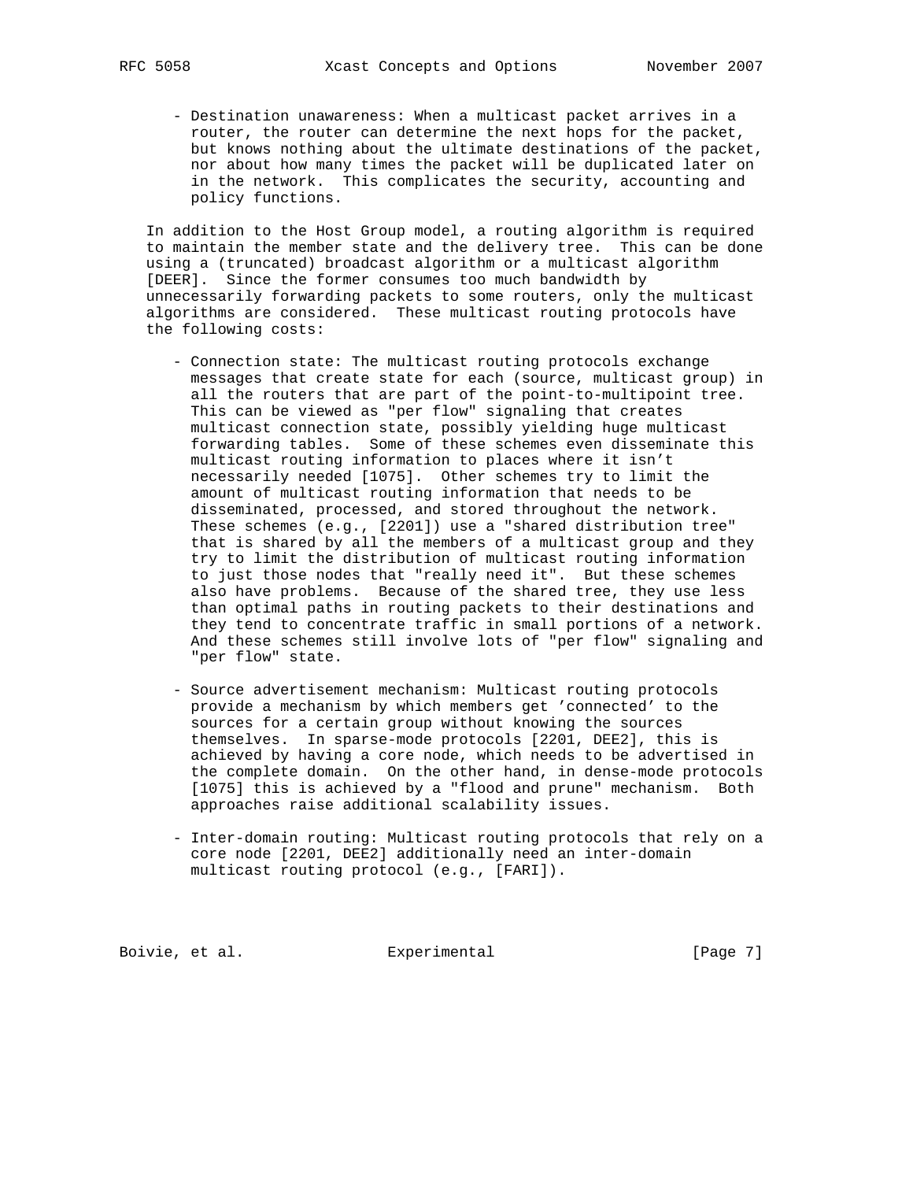- Destination unawareness: When a multicast packet arrives in a router, the router can determine the next hops for the packet, but knows nothing about the ultimate destinations of the packet, nor about how many times the packet will be duplicated later on in the network. This complicates the security, accounting and policy functions.

In addition to the Host Group model, a routing algorithm is required to maintain the member state and the delivery tree. This can be done using a (truncated) broadcast algorithm or a multicast algorithm [DEER]. Since the former consumes too much bandwidth by unnecessarily forwarding packets to some routers, only the multicast algorithms are considered. These multicast routing protocols have the following costs:

- Connection state: The multicast routing protocols exchange messages that create state for each (source, multicast group) in all the routers that are part of the point-to-multipoint tree. This can be viewed as "per flow" signaling that creates multicast connection state, possibly yielding huge multicast forwarding tables. Some of these schemes even disseminate this multicast routing information to places where it isn't necessarily needed [1075]. Other schemes try to limit the amount of multicast routing information that needs to be disseminated, processed, and stored throughout the network. These schemes (e.g., [2201]) use a "shared distribution tree" that is shared by all the members of a multicast group and they try to limit the distribution of multicast routing information to just those nodes that "really need it". But these schemes also have problems. Because of the shared tree, they use less than optimal paths in routing packets to their destinations and they tend to concentrate traffic in small portions of a network. And these schemes still involve lots of "per flow" signaling and "per flow" state.

- Source advertisement mechanism: Multicast routing protocols provide a mechanism by which members get 'connected' to the sources for a certain group without knowing the sources themselves. In sparse-mode protocols [2201, DEE2], this is achieved by having a core node, which needs to be advertised in the complete domain. On the other hand, in dense-mode protocols [1075] this is achieved by a "flood and prune" mechanism. Both approaches raise additional scalability issues.

- Inter-domain routing: Multicast routing protocols that rely on a core node [2201, DEE2] additionally need an inter-domain multicast routing protocol (e.g., [FARI]).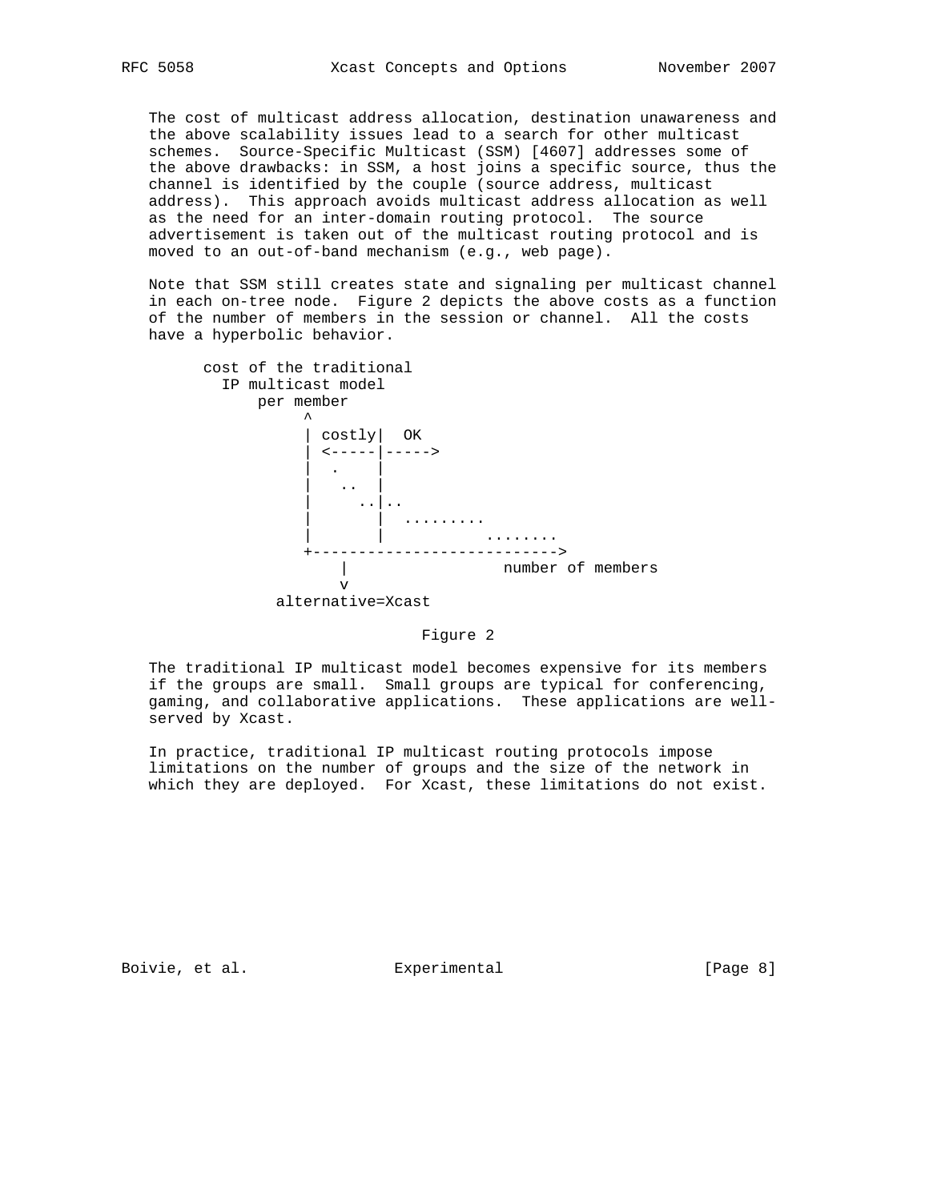The cost of multicast address allocation, destination unawareness and the above scalability issues lead to a search for other multicast schemes. Source-Specific Multicast (SSM) [4607] addresses some of the above drawbacks: in SSM, a host joins a specific source, thus the channel is identified by the couple (source address, multicast address). This approach avoids multicast address allocation as well as the need for an inter-domain routing protocol. The source advertisement is taken out of the multicast routing protocol and is moved to an out-of-band mechanism (e.g., web page).

Note that SSM still creates state and signaling per multicast channel in each on-tree node. Figure 2 depicts the above costs as a function of the number of members in the session or channel. All the costs have a hyperbolic behavior.

```
      cost of the traditional
        IP multicast model
            per member
                 ^
                 | costly|  OK
                 | <-----|----->
                 |  .    |
                 |   ..  |
                 |     ..|..
                 |       |  .........
                 |       |           ........
                 +--------------------------->
                    |                 number of members
                    v
              alternative=Xcast
```

Figure 2

The traditional IP multicast model becomes expensive for its members if the groups are small. Small groups are typical for conferencing, gaming, and collaborative applications. These applications are well-served by Xcast.

In practice, traditional IP multicast routing protocols impose limitations on the number of groups and the size of the network in which they are deployed. For Xcast, these limitations do not exist.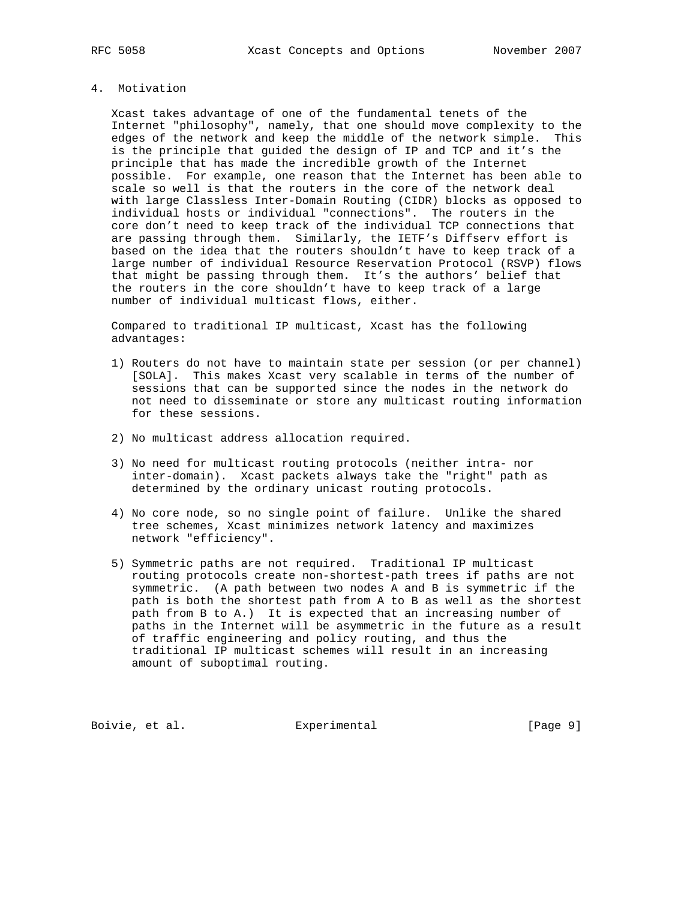## 4. Motivation

Xcast takes advantage of one of the fundamental tenets of the Internet "philosophy", namely, that one should move complexity to the edges of the network and keep the middle of the network simple. This is the principle that guided the design of IP and TCP and it's the principle that has made the incredible growth of the Internet possible. For example, one reason that the Internet has been able to scale so well is that the routers in the core of the network deal with large Classless Inter-Domain Routing (CIDR) blocks as opposed to individual hosts or individual "connections". The routers in the core don't need to keep track of the individual TCP connections that are passing through them. Similarly, the IETF's Diffserv effort is based on the idea that the routers shouldn't have to keep track of a large number of individual Resource Reservation Protocol (RSVP) flows that might be passing through them. It's the authors' belief that the routers in the core shouldn't have to keep track of a large number of individual multicast flows, either.

Compared to traditional IP multicast, Xcast has the following advantages:

1) Routers do not have to maintain state per session (or per channel) [SOLA]. This makes Xcast very scalable in terms of the number of sessions that can be supported since the nodes in the network do not need to disseminate or store any multicast routing information for these sessions.

2) No multicast address allocation required.

3) No need for multicast routing protocols (neither intra- nor inter-domain). Xcast packets always take the "right" path as determined by the ordinary unicast routing protocols.

4) No core node, so no single point of failure. Unlike the shared tree schemes, Xcast minimizes network latency and maximizes network "efficiency".

5) Symmetric paths are not required. Traditional IP multicast routing protocols create non-shortest-path trees if paths are not symmetric. (A path between two nodes A and B is symmetric if the path is both the shortest path from A to B as well as the shortest path from B to A.) It is expected that an increasing number of paths in the Internet will be asymmetric in the future as a result of traffic engineering and policy routing, and thus the traditional IP multicast schemes will result in an increasing amount of suboptimal routing.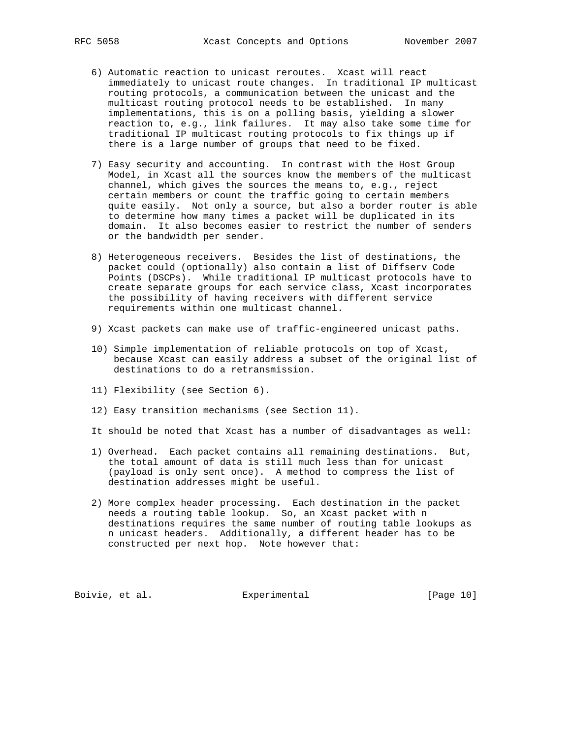6) Automatic reaction to unicast reroutes. Xcast will react immediately to unicast route changes. In traditional IP multicast routing protocols, a communication between the unicast and the multicast routing protocol needs to be established. In many implementations, this is on a polling basis, yielding a slower reaction to, e.g., link failures. It may also take some time for traditional IP multicast routing protocols to fix things up if there is a large number of groups that need to be fixed.

7) Easy security and accounting. In contrast with the Host Group Model, in Xcast all the sources know the members of the multicast channel, which gives the sources the means to, e.g., reject certain members or count the traffic going to certain members quite easily. Not only a source, but also a border router is able to determine how many times a packet will be duplicated in its domain. It also becomes easier to restrict the number of senders or the bandwidth per sender.

8) Heterogeneous receivers. Besides the list of destinations, the packet could (optionally) also contain a list of Diffserv Code Points (DSCPs). While traditional IP multicast protocols have to create separate groups for each service class, Xcast incorporates the possibility of having receivers with different service requirements within one multicast channel.

9) Xcast packets can make use of traffic-engineered unicast paths.

10) Simple implementation of reliable protocols on top of Xcast, because Xcast can easily address a subset of the original list of destinations to do a retransmission.

11) Flexibility (see Section 6).

12) Easy transition mechanisms (see Section 11).

It should be noted that Xcast has a number of disadvantages as well:

1) Overhead. Each packet contains all remaining destinations. But, the total amount of data is still much less than for unicast (payload is only sent once). A method to compress the list of destination addresses might be useful.

2) More complex header processing. Each destination in the packet needs a routing table lookup. So, an Xcast packet with n destinations requires the same number of routing table lookups as n unicast headers. Additionally, a different header has to be constructed per next hop. Note however that: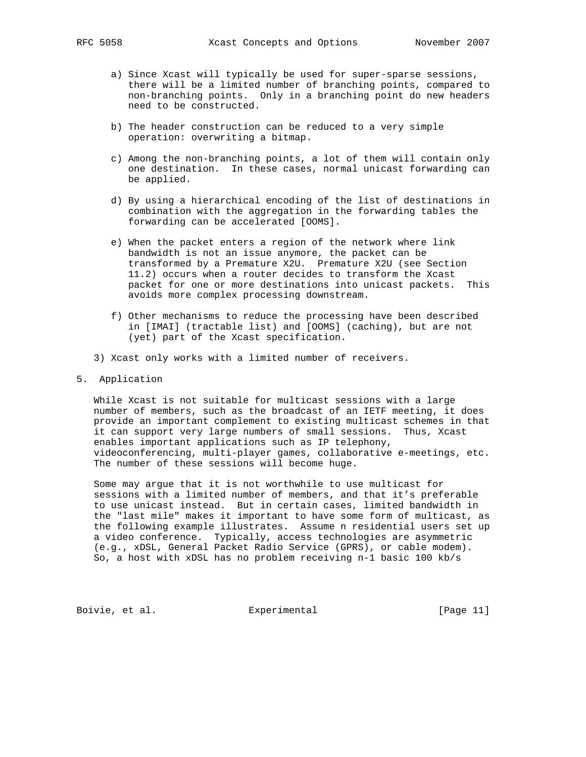a) Since Xcast will typically be used for super-sparse sessions, there will be a limited number of branching points, compared to non-branching points. Only in a branching point do new headers need to be constructed.

b) The header construction can be reduced to a very simple operation: overwriting a bitmap.

c) Among the non-branching points, a lot of them will contain only one destination. In these cases, normal unicast forwarding can be applied.

d) By using a hierarchical encoding of the list of destinations in combination with the aggregation in the forwarding tables the forwarding can be accelerated [OOMS].

e) When the packet enters a region of the network where link bandwidth is not an issue anymore, the packet can be transformed by a Premature X2U. Premature X2U (see Section 11.2) occurs when a router decides to transform the Xcast packet for one or more destinations into unicast packets. This avoids more complex processing downstream.

f) Other mechanisms to reduce the processing have been described in [IMAI] (tractable list) and [OOMS] (caching), but are not (yet) part of the Xcast specification.

3) Xcast only works with a limited number of receivers.

## 5. Application

While Xcast is not suitable for multicast sessions with a large number of members, such as the broadcast of an IETF meeting, it does provide an important complement to existing multicast schemes in that it can support very large numbers of small sessions. Thus, Xcast enables important applications such as IP telephony, videoconferencing, multi-player games, collaborative e-meetings, etc. The number of these sessions will become huge.

Some may argue that it is not worthwhile to use multicast for sessions with a limited number of members, and that it's preferable to use unicast instead. But in certain cases, limited bandwidth in the "last mile" makes it important to have some form of multicast, as the following example illustrates. Assume n residential users set up a video conference. Typically, access technologies are asymmetric (e.g., xDSL, General Packet Radio Service (GPRS), or cable modem). So, a host with xDSL has no problem receiving n-1 basic 100 kb/s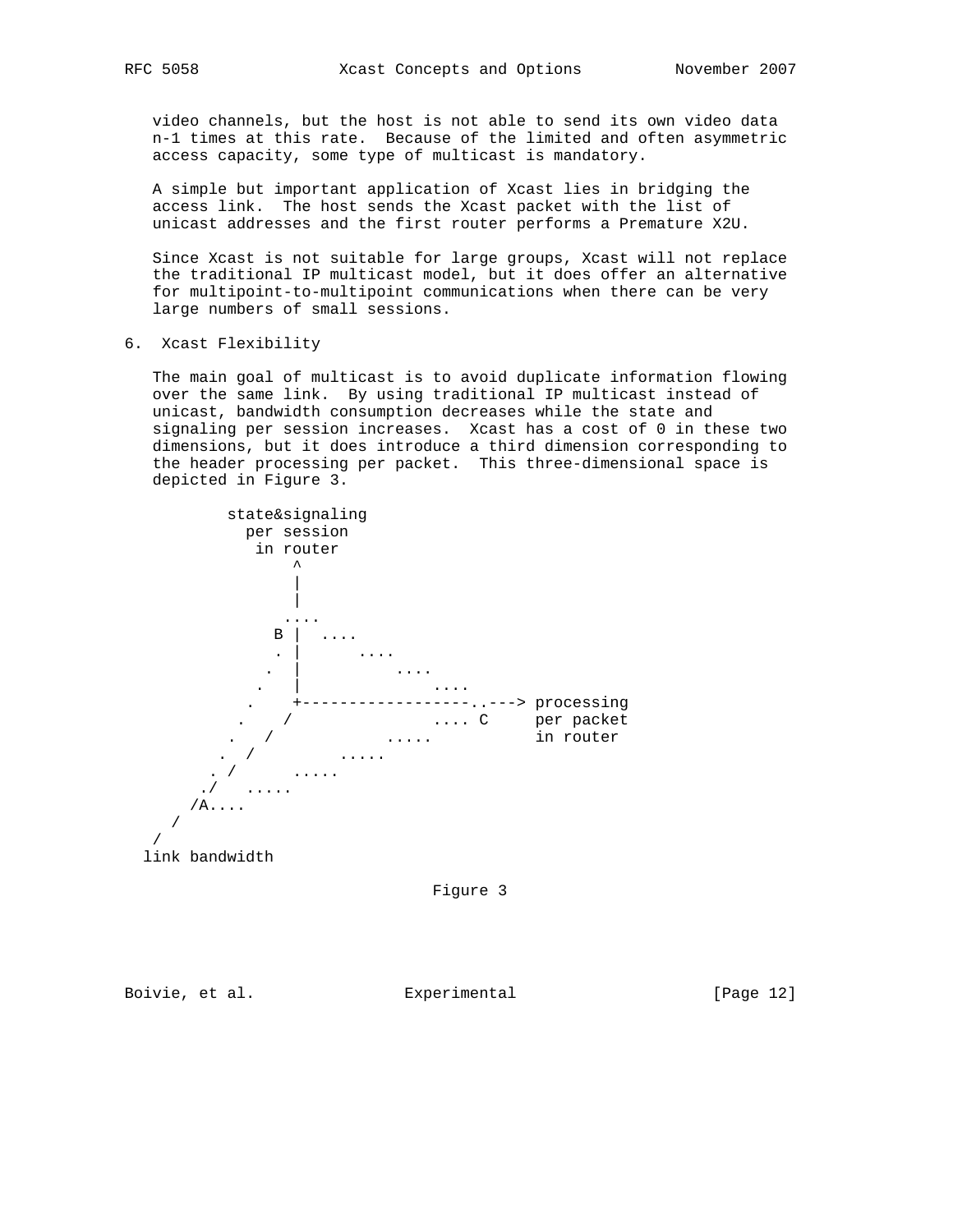video channels, but the host is not able to send its own video data n-1 times at this rate. Because of the limited and often asymmetric access capacity, some type of multicast is mandatory.

A simple but important application of Xcast lies in bridging the access link. The host sends the Xcast packet with the list of unicast addresses and the first router performs a Premature X2U.

Since Xcast is not suitable for large groups, Xcast will not replace the traditional IP multicast model, but it does offer an alternative for multipoint-to-multipoint communications when there can be very large numbers of small sessions.

## 6. Xcast Flexibility

The main goal of multicast is to avoid duplicate information flowing over the same link. By using traditional IP multicast instead of unicast, bandwidth consumption decreases while the state and signaling per session increases. Xcast has a cost of 0 in these two dimensions, but it does introduce a third dimension corresponding to the header processing per packet. This three-dimensional space is depicted in Figure 3.

```
          state&signaling
            per session
             in router
                 ^
                 |
                 |
                ....
              B |  ....
              . |      ....
             .  |          ....
            .   |              ....
           .    +------------------..---> processing
          .    /               .... C     per packet
         .   /            .....           in router
        .  /         .....
       . /      .....
      ./   .....
     /A....
    /
   /
  link bandwidth
```

Figure 3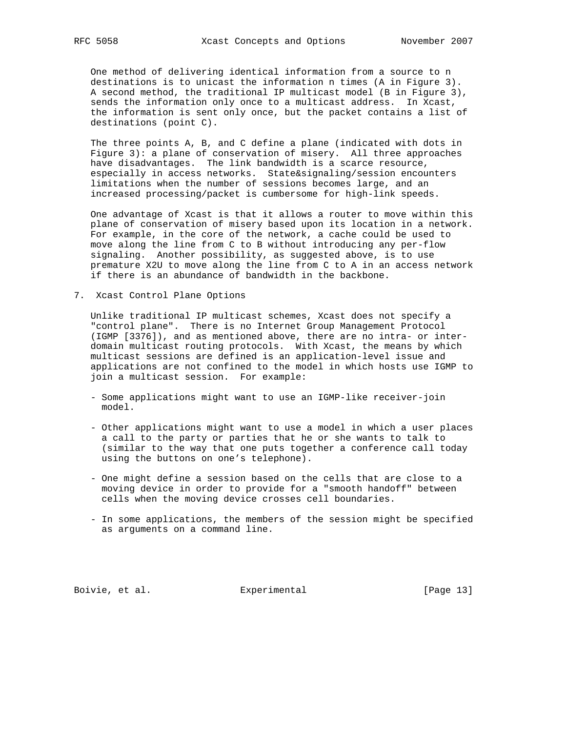One method of delivering identical information from a source to n destinations is to unicast the information n times (A in Figure 3). A second method, the traditional IP multicast model (B in Figure 3), sends the information only once to a multicast address. In Xcast, the information is sent only once, but the packet contains a list of destinations (point C).

The three points A, B, and C define a plane (indicated with dots in Figure 3): a plane of conservation of misery. All three approaches have disadvantages. The link bandwidth is a scarce resource, especially in access networks. State&signaling/session encounters limitations when the number of sessions becomes large, and an increased processing/packet is cumbersome for high-link speeds.

One advantage of Xcast is that it allows a router to move within this plane of conservation of misery based upon its location in a network. For example, in the core of the network, a cache could be used to move along the line from C to B without introducing any per-flow signaling. Another possibility, as suggested above, is to use premature X2U to move along the line from C to A in an access network if there is an abundance of bandwidth in the backbone.

## 7. Xcast Control Plane Options

Unlike traditional IP multicast schemes, Xcast does not specify a "control plane". There is no Internet Group Management Protocol (IGMP [3376]), and as mentioned above, there are no intra- or inter-domain multicast routing protocols. With Xcast, the means by which multicast sessions are defined is an application-level issue and applications are not confined to the model in which hosts use IGMP to join a multicast session. For example:

- Some applications might want to use an IGMP-like receiver-join model.
- Other applications might want to use a model in which a user places a call to the party or parties that he or she wants to talk to (similar to the way that one puts together a conference call today using the buttons on one's telephone).
- One might define a session based on the cells that are close to a moving device in order to provide for a "smooth handoff" between cells when the moving device crosses cell boundaries.
- In some applications, the members of the session might be specified as arguments on a command line.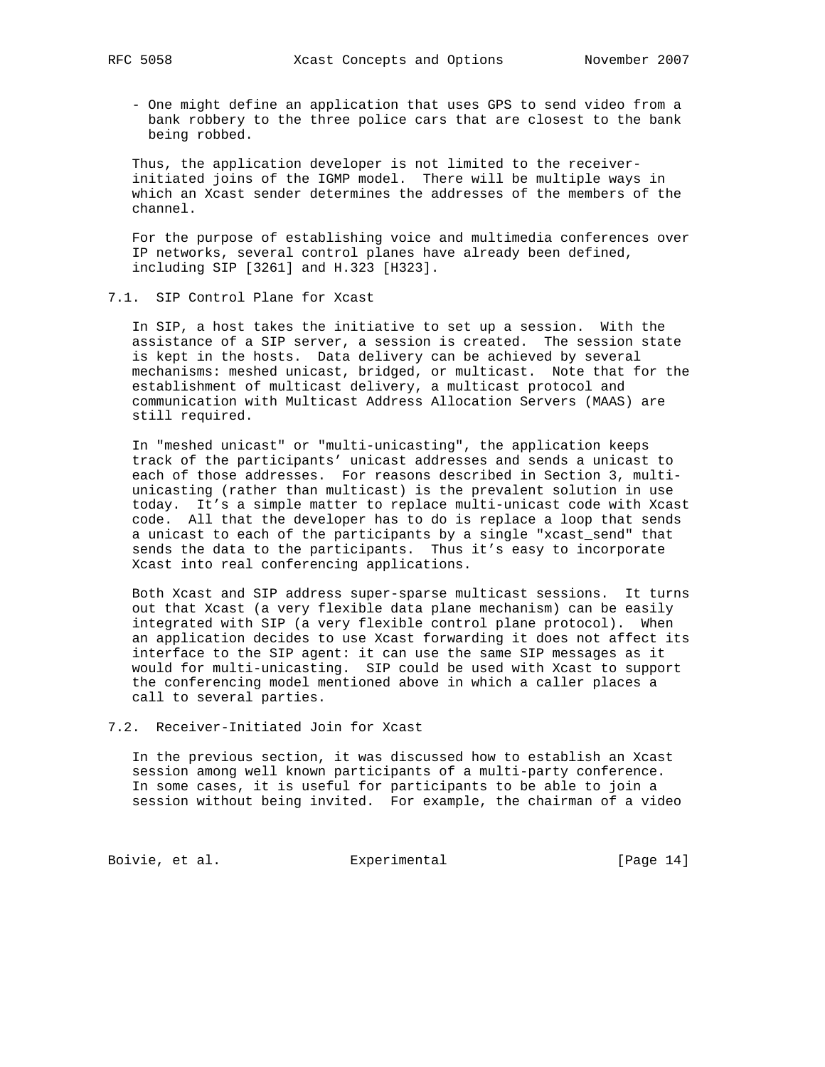- One might define an application that uses GPS to send video from a bank robbery to the three police cars that are closest to the bank being robbed.

Thus, the application developer is not limited to the receiver-initiated joins of the IGMP model. There will be multiple ways in which an Xcast sender determines the addresses of the members of the channel.

For the purpose of establishing voice and multimedia conferences over IP networks, several control planes have already been defined, including SIP [3261] and H.323 [H323].

## 7.1. SIP Control Plane for Xcast

In SIP, a host takes the initiative to set up a session. With the assistance of a SIP server, a session is created. The session state is kept in the hosts. Data delivery can be achieved by several mechanisms: meshed unicast, bridged, or multicast. Note that for the establishment of multicast delivery, a multicast protocol and communication with Multicast Address Allocation Servers (MAAS) are still required.

In "meshed unicast" or "multi-unicasting", the application keeps track of the participants' unicast addresses and sends a unicast to each of those addresses. For reasons described in Section 3, multi-unicasting (rather than multicast) is the prevalent solution in use today. It's a simple matter to replace multi-unicast code with Xcast code. All that the developer has to do is replace a loop that sends a unicast to each of the participants by a single "xcast_send" that sends the data to the participants. Thus it's easy to incorporate Xcast into real conferencing applications.

Both Xcast and SIP address super-sparse multicast sessions. It turns out that Xcast (a very flexible data plane mechanism) can be easily integrated with SIP (a very flexible control plane protocol). When an application decides to use Xcast forwarding it does not affect its interface to the SIP agent: it can use the same SIP messages as it would for multi-unicasting. SIP could be used with Xcast to support the conferencing model mentioned above in which a caller places a call to several parties.

## 7.2. Receiver-Initiated Join for Xcast

In the previous section, it was discussed how to establish an Xcast session among well known participants of a multi-party conference. In some cases, it is useful for participants to be able to join a session without being invited. For example, the chairman of a video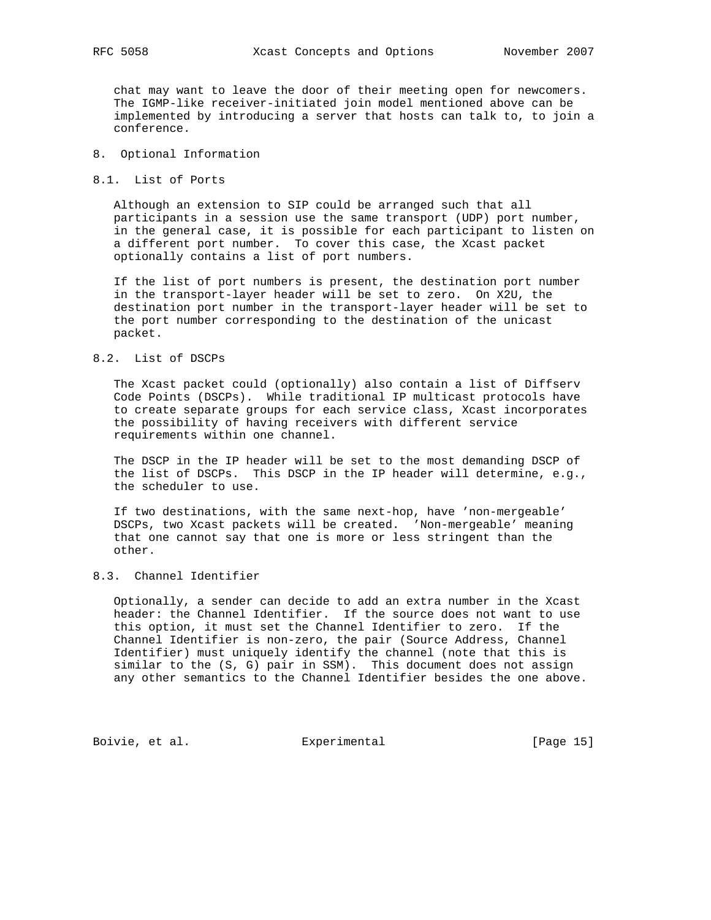chat may want to leave the door of their meeting open for newcomers. The IGMP-like receiver-initiated join model mentioned above can be implemented by introducing a server that hosts can talk to, to join a conference.

# 8. Optional Information

## 8.1. List of Ports

Although an extension to SIP could be arranged such that all participants in a session use the same transport (UDP) port number, in the general case, it is possible for each participant to listen on a different port number. To cover this case, the Xcast packet optionally contains a list of port numbers.

If the list of port numbers is present, the destination port number in the transport-layer header will be set to zero. On X2U, the destination port number in the transport-layer header will be set to the port number corresponding to the destination of the unicast packet.

## 8.2. List of DSCPs

The Xcast packet could (optionally) also contain a list of Diffserv Code Points (DSCPs). While traditional IP multicast protocols have to create separate groups for each service class, Xcast incorporates the possibility of having receivers with different service requirements within one channel.

The DSCP in the IP header will be set to the most demanding DSCP of the list of DSCPs. This DSCP in the IP header will determine, e.g., the scheduler to use.

If two destinations, with the same next-hop, have 'non-mergeable' DSCPs, two Xcast packets will be created. 'Non-mergeable' meaning that one cannot say that one is more or less stringent than the other.

## 8.3. Channel Identifier

Optionally, a sender can decide to add an extra number in the Xcast header: the Channel Identifier. If the source does not want to use this option, it must set the Channel Identifier to zero. If the Channel Identifier is non-zero, the pair (Source Address, Channel Identifier) must uniquely identify the channel (note that this is similar to the (S, G) pair in SSM). This document does not assign any other semantics to the Channel Identifier besides the one above.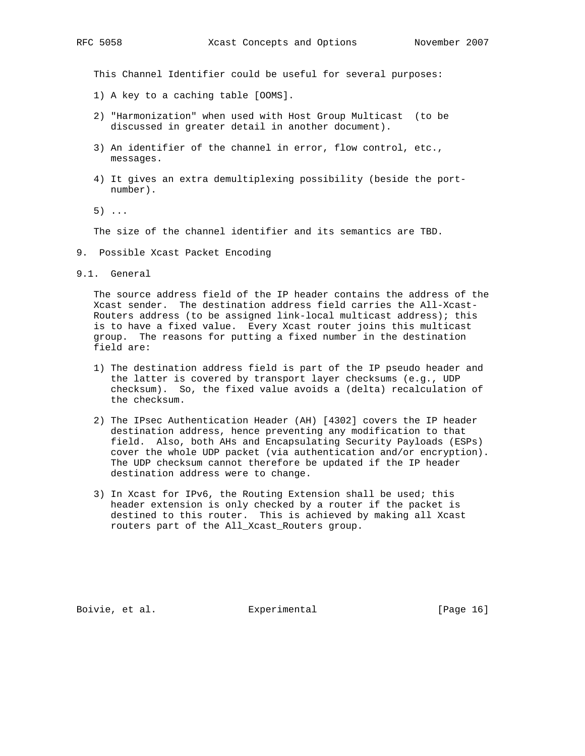This Channel Identifier could be useful for several purposes:

1) A key to a caching table [OOMS].

2) "Harmonization" when used with Host Group Multicast (to be discussed in greater detail in another document).

3) An identifier of the channel in error, flow control, etc., messages.

4) It gives an extra demultiplexing possibility (beside the port-number).

5) ...

The size of the channel identifier and its semantics are TBD.

## 9. Possible Xcast Packet Encoding

### 9.1. General

The source address field of the IP header contains the address of the Xcast sender. The destination address field carries the All-Xcast-Routers address (to be assigned link-local multicast address); this is to have a fixed value. Every Xcast router joins this multicast group. The reasons for putting a fixed number in the destination field are:

1) The destination address field is part of the IP pseudo header and the latter is covered by transport layer checksums (e.g., UDP checksum). So, the fixed value avoids a (delta) recalculation of the checksum.

2) The IPsec Authentication Header (AH) [4302] covers the IP header destination address, hence preventing any modification to that field. Also, both AHs and Encapsulating Security Payloads (ESPs) cover the whole UDP packet (via authentication and/or encryption). The UDP checksum cannot therefore be updated if the IP header destination address were to change.

3) In Xcast for IPv6, the Routing Extension shall be used; this header extension is only checked by a router if the packet is destined to this router. This is achieved by making all Xcast routers part of the All_Xcast_Routers group.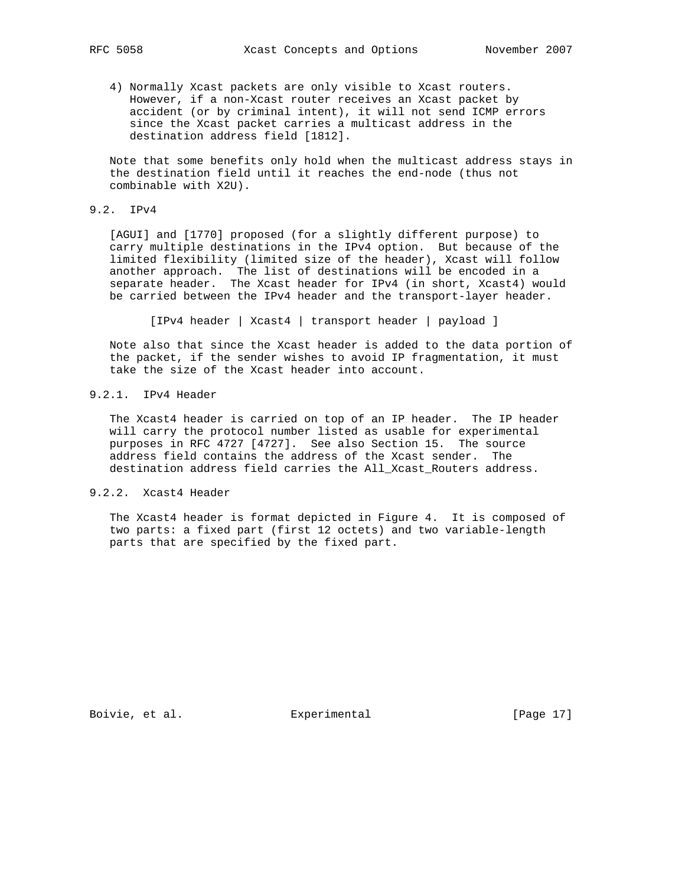4) Normally Xcast packets are only visible to Xcast routers. However, if a non-Xcast router receives an Xcast packet by accident (or by criminal intent), it will not send ICMP errors since the Xcast packet carries a multicast address in the destination address field [1812].

Note that some benefits only hold when the multicast address stays in the destination field until it reaches the end-node (thus not combinable with X2U).

## 9.2. IPv4

[AGUI] and [1770] proposed (for a slightly different purpose) to carry multiple destinations in the IPv4 option. But because of the limited flexibility (limited size of the header), Xcast will follow another approach. The list of destinations will be encoded in a separate header. The Xcast header for IPv4 (in short, Xcast4) would be carried between the IPv4 header and the transport-layer header.

```
[IPv4 header | Xcast4 | transport header | payload ]
```

Note also that since the Xcast header is added to the data portion of the packet, if the sender wishes to avoid IP fragmentation, it must take the size of the Xcast header into account.

### 9.2.1. IPv4 Header

The Xcast4 header is carried on top of an IP header. The IP header will carry the protocol number listed as usable for experimental purposes in RFC 4727 [4727]. See also Section 15. The source address field contains the address of the Xcast sender. The destination address field carries the All_Xcast_Routers address.

### 9.2.2. Xcast4 Header

The Xcast4 header is format depicted in Figure 4. It is composed of two parts: a fixed part (first 12 octets) and two variable-length parts that are specified by the fixed part.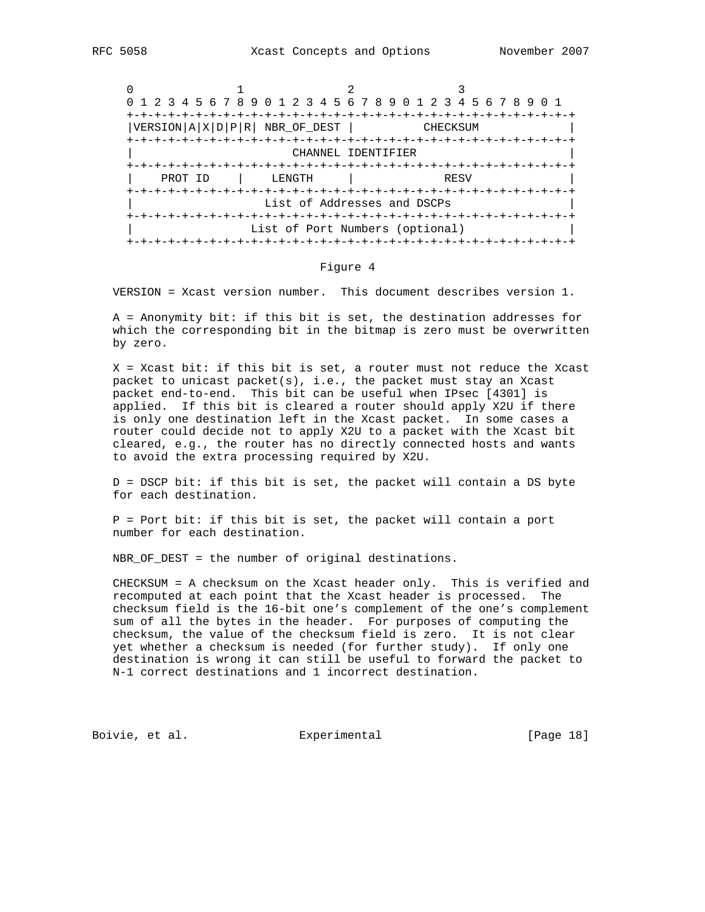```
 0                   1                   2                   3
 0 1 2 3 4 5 6 7 8 9 0 1 2 3 4 5 6 7 8 9 0 1 2 3 4 5 6 7 8 9 0 1
+-+-+-+-+-+-+-+-+-+-+-+-+-+-+-+-+-+-+-+-+-+-+-+-+-+-+-+-+-+-+-+-+
|VERSION|A|X|D|P|R| NBR_OF_DEST |          CHECKSUM             |
+-+-+-+-+-+-+-+-+-+-+-+-+-+-+-+-+-+-+-+-+-+-+-+-+-+-+-+-+-+-+-+-+
|                       CHANNEL IDENTIFIER                      |
+-+-+-+-+-+-+-+-+-+-+-+-+-+-+-+-+-+-+-+-+-+-+-+-+-+-+-+-+-+-+-+-+
|    PROT ID    |    LENGTH     |              RESV             |
+-+-+-+-+-+-+-+-+-+-+-+-+-+-+-+-+-+-+-+-+-+-+-+-+-+-+-+-+-+-+-+-+
|                  List of Addresses and DSCPs                  |
+-+-+-+-+-+-+-+-+-+-+-+-+-+-+-+-+-+-+-+-+-+-+-+-+-+-+-+-+-+-+-+-+
|                 List of Port Numbers (optional)               |
+-+-+-+-+-+-+-+-+-+-+-+-+-+-+-+-+-+-+-+-+-+-+-+-+-+-+-+-+-+-+-+-+
```

Figure 4

VERSION = Xcast version number. This document describes version 1.

A = Anonymity bit: if this bit is set, the destination addresses for which the corresponding bit in the bitmap is zero must be overwritten by zero.

X = Xcast bit: if this bit is set, a router must not reduce the Xcast packet to unicast packet(s), i.e., the packet must stay an Xcast packet end-to-end. This bit can be useful when IPsec [4301] is applied. If this bit is cleared a router should apply X2U if there is only one destination left in the Xcast packet. In some cases a router could decide not to apply X2U to a packet with the Xcast bit cleared, e.g., the router has no directly connected hosts and wants to avoid the extra processing required by X2U.

D = DSCP bit: if this bit is set, the packet will contain a DS byte for each destination.

P = Port bit: if this bit is set, the packet will contain a port number for each destination.

NBR_OF_DEST = the number of original destinations.

CHECKSUM = A checksum on the Xcast header only. This is verified and recomputed at each point that the Xcast header is processed. The checksum field is the 16-bit one's complement of the one's complement sum of all the bytes in the header. For purposes of computing the checksum, the value of the checksum field is zero. It is not clear yet whether a checksum is needed (for further study). If only one destination is wrong it can still be useful to forward the packet to N-1 correct destinations and 1 incorrect destination.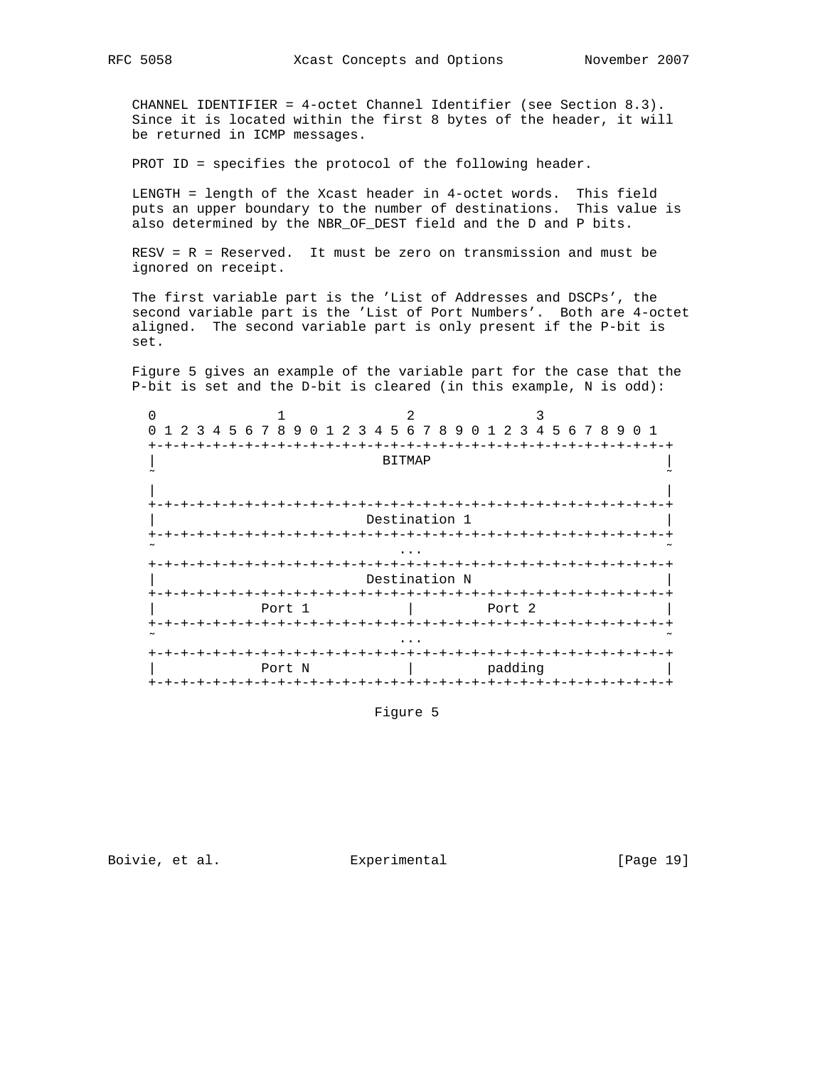CHANNEL IDENTIFIER = 4-octet Channel Identifier (see Section 8.3). Since it is located within the first 8 bytes of the header, it will be returned in ICMP messages.

PROT ID = specifies the protocol of the following header.

LENGTH = length of the Xcast header in 4-octet words. This field puts an upper boundary to the number of destinations. This value is also determined by the NBR_OF_DEST field and the D and P bits.

RESV = R = Reserved. It must be zero on transmission and must be ignored on receipt.

The first variable part is the 'List of Addresses and DSCPs', the second variable part is the 'List of Port Numbers'. Both are 4-octet aligned. The second variable part is only present if the P-bit is set.

Figure 5 gives an example of the variable part for the case that the P-bit is set and the D-bit is cleared (in this example, N is odd):

```
 0                   1                   2                   3
 0 1 2 3 4 5 6 7 8 9 0 1 2 3 4 5 6 7 8 9 0 1 2 3 4 5 6 7 8 9 0 1
+-+-+-+-+-+-+-+-+-+-+-+-+-+-+-+-+-+-+-+-+-+-+-+-+-+-+-+-+-+-+-+-+
|                             BITMAP                            |
~                                                               ~
|                                                               |
+-+-+-+-+-+-+-+-+-+-+-+-+-+-+-+-+-+-+-+-+-+-+-+-+-+-+-+-+-+-+-+-+
|                          Destination 1                        |
+-+-+-+-+-+-+-+-+-+-+-+-+-+-+-+-+-+-+-+-+-+-+-+-+-+-+-+-+-+-+-+-+
~                               ...                             ~
+-+-+-+-+-+-+-+-+-+-+-+-+-+-+-+-+-+-+-+-+-+-+-+-+-+-+-+-+-+-+-+-+
|                          Destination N                        |
+-+-+-+-+-+-+-+-+-+-+-+-+-+-+-+-+-+-+-+-+-+-+-+-+-+-+-+-+-+-+-+-+
|            Port 1             |          Port 2               |
+-+-+-+-+-+-+-+-+-+-+-+-+-+-+-+-+-+-+-+-+-+-+-+-+-+-+-+-+-+-+-+-+
~                               ...                             ~
+-+-+-+-+-+-+-+-+-+-+-+-+-+-+-+-+-+-+-+-+-+-+-+-+-+-+-+-+-+-+-+-+
|            Port N             |          padding              |
+-+-+-+-+-+-+-+-+-+-+-+-+-+-+-+-+-+-+-+-+-+-+-+-+-+-+-+-+-+-+-+-+
```

Figure 5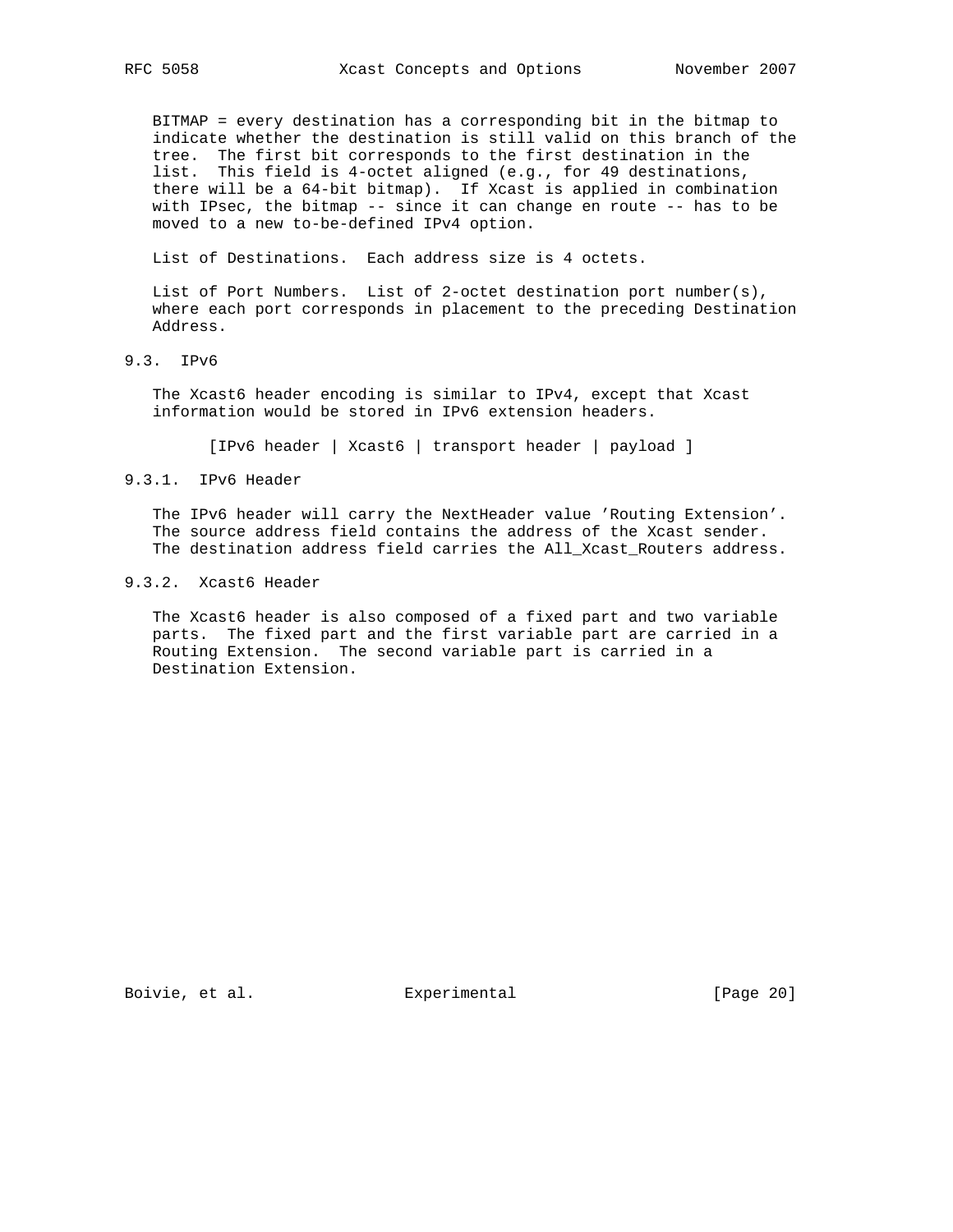BITMAP = every destination has a corresponding bit in the bitmap to indicate whether the destination is still valid on this branch of the tree. The first bit corresponds to the first destination in the list. This field is 4-octet aligned (e.g., for 49 destinations, there will be a 64-bit bitmap). If Xcast is applied in combination with IPsec, the bitmap -- since it can change en route -- has to be moved to a new to-be-defined IPv4 option.

List of Destinations. Each address size is 4 octets.

List of Port Numbers. List of 2-octet destination port number(s), where each port corresponds in placement to the preceding Destination Address.

### 9.3. IPv6

The Xcast6 header encoding is similar to IPv4, except that Xcast information would be stored in IPv6 extension headers.

```
[IPv6 header | Xcast6 | transport header | payload ]
```

#### 9.3.1. IPv6 Header

The IPv6 header will carry the NextHeader value 'Routing Extension'. The source address field contains the address of the Xcast sender. The destination address field carries the All_Xcast_Routers address.

#### 9.3.2. Xcast6 Header

The Xcast6 header is also composed of a fixed part and two variable parts. The fixed part and the first variable part are carried in a Routing Extension. The second variable part is carried in a Destination Extension.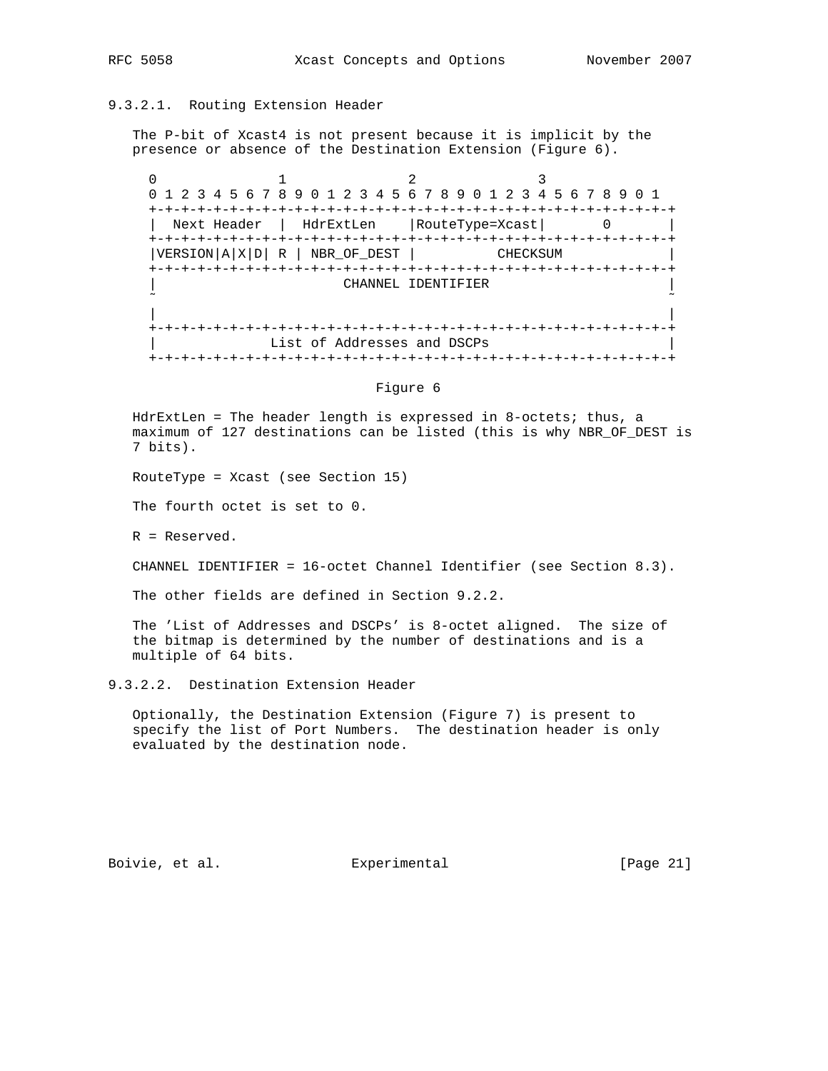#### 9.3.2.1. Routing Extension Header

The P-bit of Xcast4 is not present because it is implicit by the presence or absence of the Destination Extension (Figure 6).

```
 0                   1                   2                   3
 0 1 2 3 4 5 6 7 8 9 0 1 2 3 4 5 6 7 8 9 0 1 2 3 4 5 6 7 8 9 0 1
+-+-+-+-+-+-+-+-+-+-+-+-+-+-+-+-+-+-+-+-+-+-+-+-+-+-+-+-+-+-+-+-+
|  Next Header  |  HdrExtLen    |RouteType=Xcast|       0       |
+-+-+-+-+-+-+-+-+-+-+-+-+-+-+-+-+-+-+-+-+-+-+-+-+-+-+-+-+-+-+-+-+
|VERSION|A|X|D| R | NBR_OF_DEST |          CHECKSUM             |
+-+-+-+-+-+-+-+-+-+-+-+-+-+-+-+-+-+-+-+-+-+-+-+-+-+-+-+-+-+-+-+-+
|                       CHANNEL IDENTIFIER                      |
~                                                               ~
|                                                               |
+-+-+-+-+-+-+-+-+-+-+-+-+-+-+-+-+-+-+-+-+-+-+-+-+-+-+-+-+-+-+-+-+
|              List of Addresses and DSCPs                      |
+-+-+-+-+-+-+-+-+-+-+-+-+-+-+-+-+-+-+-+-+-+-+-+-+-+-+-+-+-+-+-+-+
```

Figure 6

HdrExtLen = The header length is expressed in 8-octets; thus, a maximum of 127 destinations can be listed (this is why NBR_OF_DEST is 7 bits).

RouteType = Xcast (see Section 15)

The fourth octet is set to 0.

R = Reserved.

CHANNEL IDENTIFIER = 16-octet Channel Identifier (see Section 8.3).

The other fields are defined in Section 9.2.2.

The 'List of Addresses and DSCPs' is 8-octet aligned. The size of the bitmap is determined by the number of destinations and is a multiple of 64 bits.

#### 9.3.2.2. Destination Extension Header

Optionally, the Destination Extension (Figure 7) is present to specify the list of Port Numbers. The destination header is only evaluated by the destination node.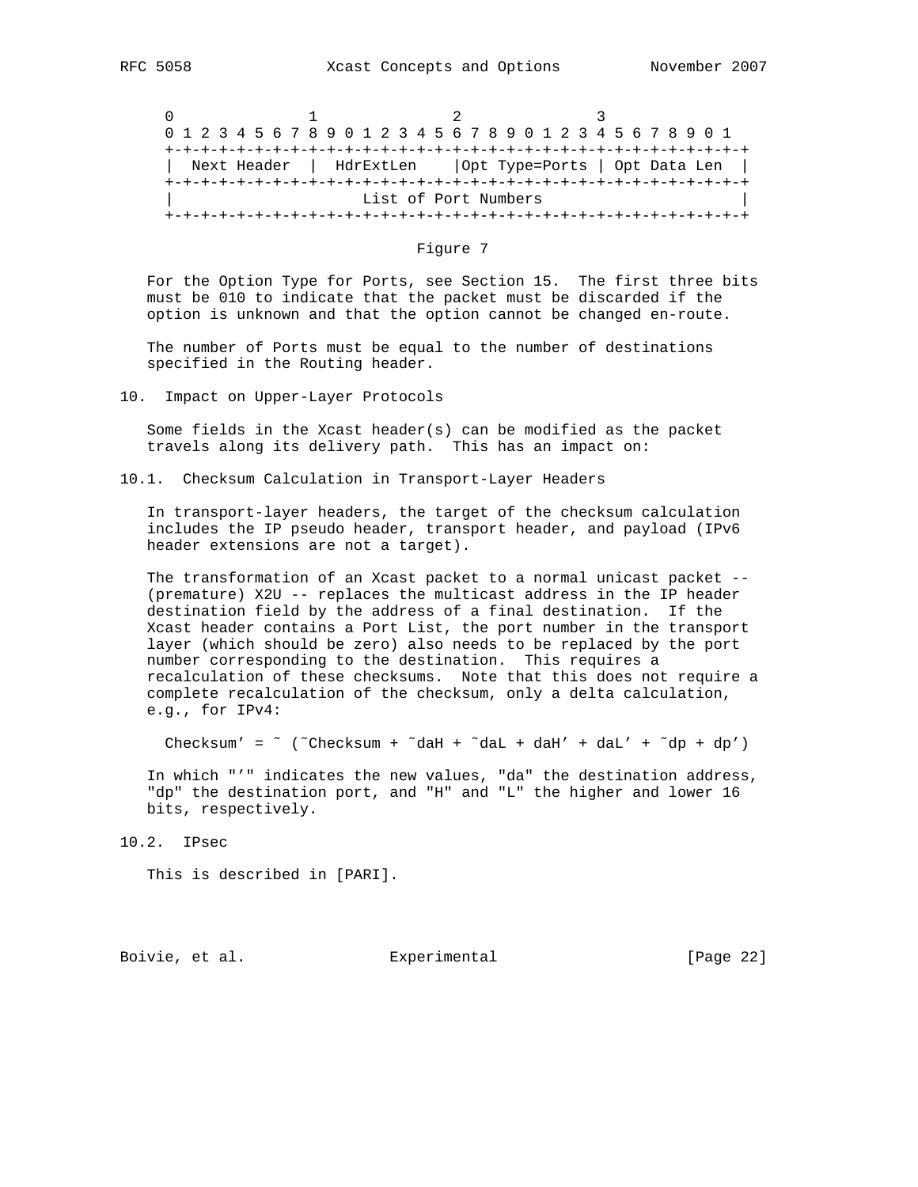```
 0                   1                   2                   3
 0 1 2 3 4 5 6 7 8 9 0 1 2 3 4 5 6 7 8 9 0 1 2 3 4 5 6 7 8 9 0 1
+-+-+-+-+-+-+-+-+-+-+-+-+-+-+-+-+-+-+-+-+-+-+-+-+-+-+-+-+-+-+-+-+
|  Next Header  |  HdrExtLen    |Opt Type=Ports | Opt Data Len  |
+-+-+-+-+-+-+-+-+-+-+-+-+-+-+-+-+-+-+-+-+-+-+-+-+-+-+-+-+-+-+-+-+
|                      List of Port Numbers                     |
+-+-+-+-+-+-+-+-+-+-+-+-+-+-+-+-+-+-+-+-+-+-+-+-+-+-+-+-+-+-+-+-+
```

Figure 7

For the Option Type for Ports, see Section 15. The first three bits must be 010 to indicate that the packet must be discarded if the option is unknown and that the option cannot be changed en-route.

The number of Ports must be equal to the number of destinations specified in the Routing header.

## 10. Impact on Upper-Layer Protocols

Some fields in the Xcast header(s) can be modified as the packet travels along its delivery path. This has an impact on:

### 10.1. Checksum Calculation in Transport-Layer Headers

In transport-layer headers, the target of the checksum calculation includes the IP pseudo header, transport header, and payload (IPv6 header extensions are not a target).

The transformation of an Xcast packet to a normal unicast packet -- (premature) X2U -- replaces the multicast address in the IP header destination field by the address of a final destination. If the Xcast header contains a Port List, the port number in the transport layer (which should be zero) also needs to be replaced by the port number corresponding to the destination. This requires a recalculation of these checksums. Note that this does not require a complete recalculation of the checksum, only a delta calculation, e.g., for IPv4:

```
Checksum' = ~ (~Checksum + ~daH + ~daL + daH' + daL' + ~dp + dp')
```

In which "'" indicates the new values, "da" the destination address, "dp" the destination port, and "H" and "L" the higher and lower 16 bits, respectively.

### 10.2. IPsec

This is described in [PARI].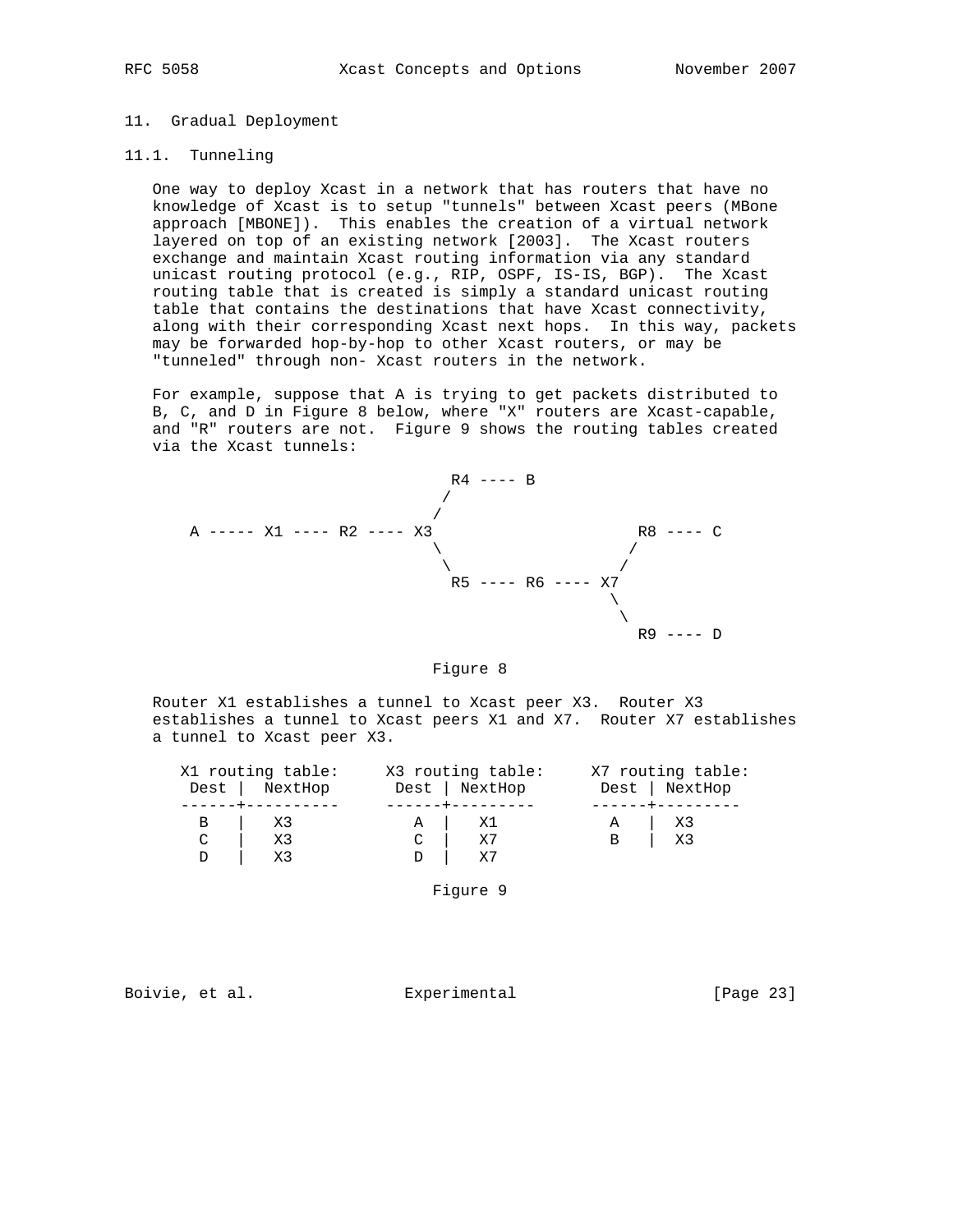## 11. Gradual Deployment

### 11.1. Tunneling

One way to deploy Xcast in a network that has routers that have no knowledge of Xcast is to setup "tunnels" between Xcast peers (MBone approach [MBONE]). This enables the creation of a virtual network layered on top of an existing network [2003]. The Xcast routers exchange and maintain Xcast routing information via any standard unicast routing protocol (e.g., RIP, OSPF, IS-IS, BGP). The Xcast routing table that is created is simply a standard unicast routing table that contains the destinations that have Xcast connectivity, along with their corresponding Xcast next hops. In this way, packets may be forwarded hop-by-hop to other Xcast routers, or may be "tunneled" through non- Xcast routers in the network.

For example, suppose that A is trying to get packets distributed to B, C, and D in Figure 8 below, where "X" routers are Xcast-capable, and "R" routers are not. Figure 9 shows the routing tables created via the Xcast tunnels:

```
                           R4 ---- B
                          /
                         /
A ----- X1 ---- R2 ---- X3                   R8 ---- C
                         \                  /
                          \                /
                           R5 ---- R6 ---- X7
                                            \
                                             \
                                              R9 ---- D
```

Figure 8

Router X1 establishes a tunnel to Xcast peer X3. Router X3 establishes a tunnel to Xcast peers X1 and X7. Router X7 establishes a tunnel to Xcast peer X3.

```
X1 routing table:     X3 routing table:     X7 routing table:
 Dest |  NextHop       Dest | NextHop        Dest | NextHop
------+----------     ------+---------      ------+---------
  B   |   X3             A  |   X1            A   |  X3
  C   |   X3             C  |   X7            B   |  X3
  D   |   X3             D  |   X7
```

Figure 9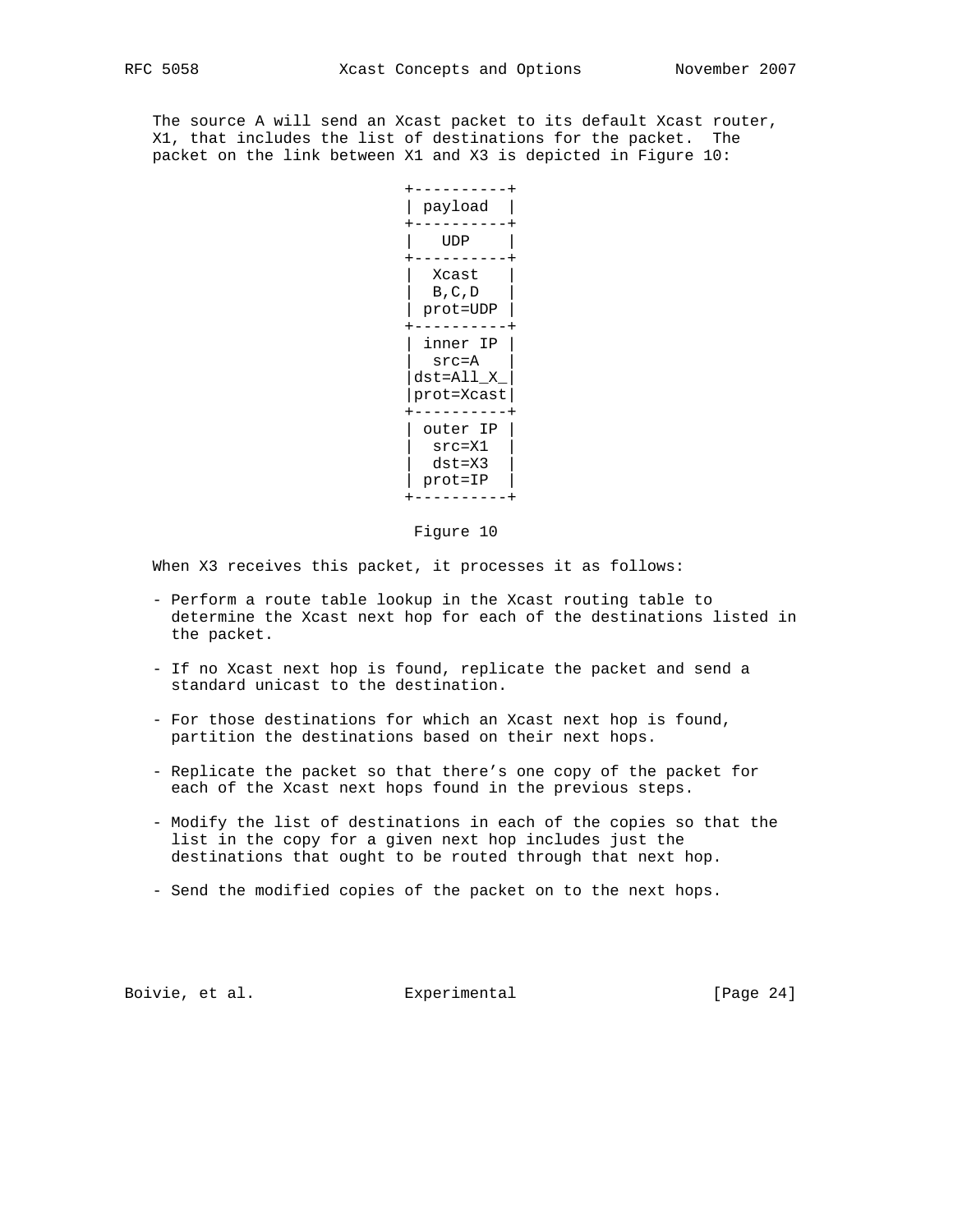The source A will send an Xcast packet to its default Xcast router, X1, that includes the list of destinations for the packet. The packet on the link between X1 and X3 is depicted in Figure 10:

```
                         +----------+
                         | payload  |
                         +----------+
                         |   UDP    |
                         +----------+
                         |  Xcast   |
                         |  B,C,D   |
                         | prot=UDP |
                         +----------+
                         | inner IP |
                         |  src=A   |
                         |dst=All_X_|
                         |prot=Xcast|
                         +----------+
                         | outer IP |
                         |  src=X1  |
                         |  dst=X3  |
                         | prot=IP  |
                         +----------+
```

Figure 10

When X3 receives this packet, it processes it as follows:

- Perform a route table lookup in the Xcast routing table to determine the Xcast next hop for each of the destinations listed in the packet.

- If no Xcast next hop is found, replicate the packet and send a standard unicast to the destination.

- For those destinations for which an Xcast next hop is found, partition the destinations based on their next hops.

- Replicate the packet so that there's one copy of the packet for each of the Xcast next hops found in the previous steps.

- Modify the list of destinations in each of the copies so that the list in the copy for a given next hop includes just the destinations that ought to be routed through that next hop.

- Send the modified copies of the packet on to the next hops.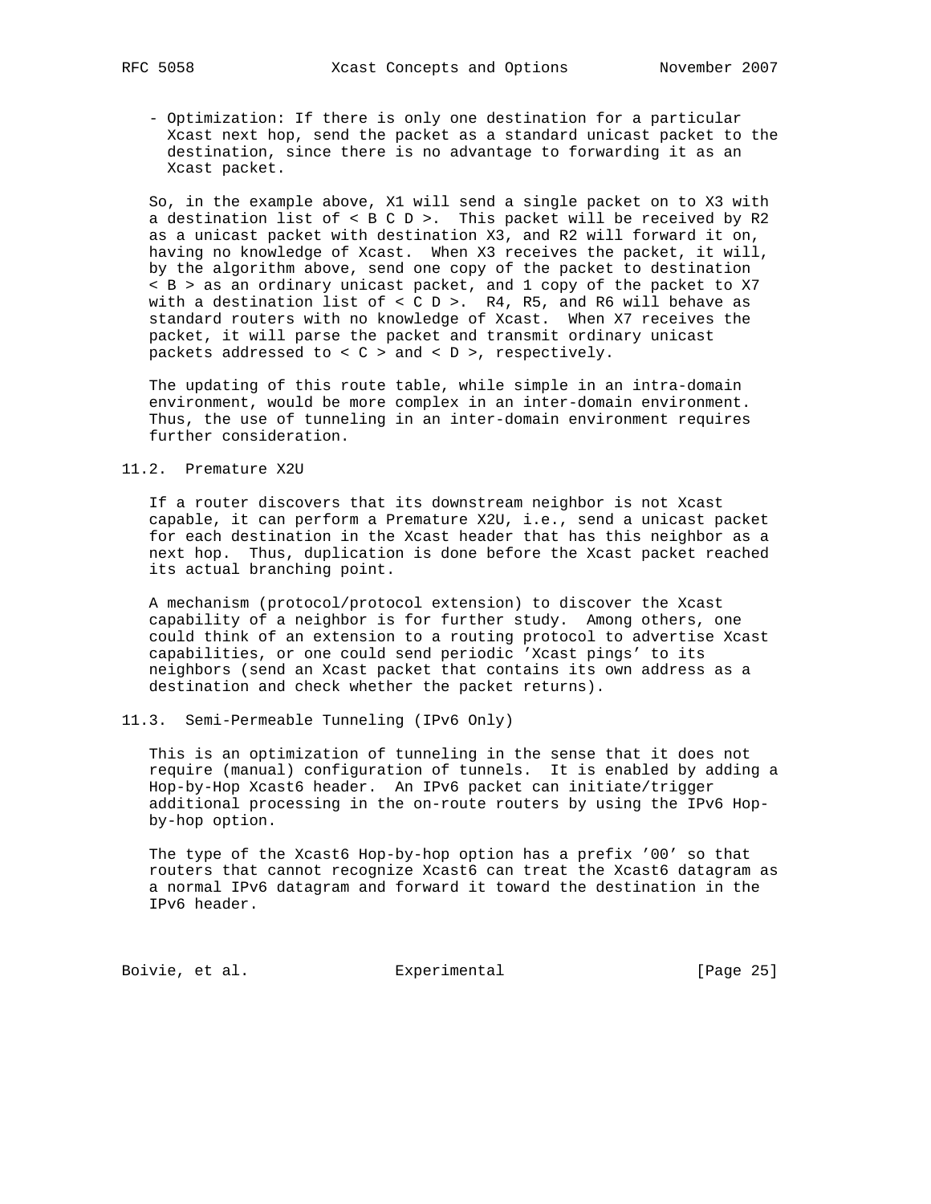- Optimization: If there is only one destination for a particular Xcast next hop, send the packet as a standard unicast packet to the destination, since there is no advantage to forwarding it as an Xcast packet.

So, in the example above, X1 will send a single packet on to X3 with a destination list of < B C D >. This packet will be received by R2 as a unicast packet with destination X3, and R2 will forward it on, having no knowledge of Xcast. When X3 receives the packet, it will, by the algorithm above, send one copy of the packet to destination < B > as an ordinary unicast packet, and 1 copy of the packet to X7 with a destination list of < C D >. R4, R5, and R6 will behave as standard routers with no knowledge of Xcast. When X7 receives the packet, it will parse the packet and transmit ordinary unicast packets addressed to < C > and < D >, respectively.

The updating of this route table, while simple in an intra-domain environment, would be more complex in an inter-domain environment. Thus, the use of tunneling in an inter-domain environment requires further consideration.

### 11.2. Premature X2U

If a router discovers that its downstream neighbor is not Xcast capable, it can perform a Premature X2U, i.e., send a unicast packet for each destination in the Xcast header that has this neighbor as a next hop. Thus, duplication is done before the Xcast packet reached its actual branching point.

A mechanism (protocol/protocol extension) to discover the Xcast capability of a neighbor is for further study. Among others, one could think of an extension to a routing protocol to advertise Xcast capabilities, or one could send periodic 'Xcast pings' to its neighbors (send an Xcast packet that contains its own address as a destination and check whether the packet returns).

### 11.3. Semi-Permeable Tunneling (IPv6 Only)

This is an optimization of tunneling in the sense that it does not require (manual) configuration of tunnels. It is enabled by adding a Hop-by-Hop Xcast6 header. An IPv6 packet can initiate/trigger additional processing in the on-route routers by using the IPv6 Hop-by-hop option.

The type of the Xcast6 Hop-by-hop option has a prefix '00' so that routers that cannot recognize Xcast6 can treat the Xcast6 datagram as a normal IPv6 datagram and forward it toward the destination in the IPv6 header.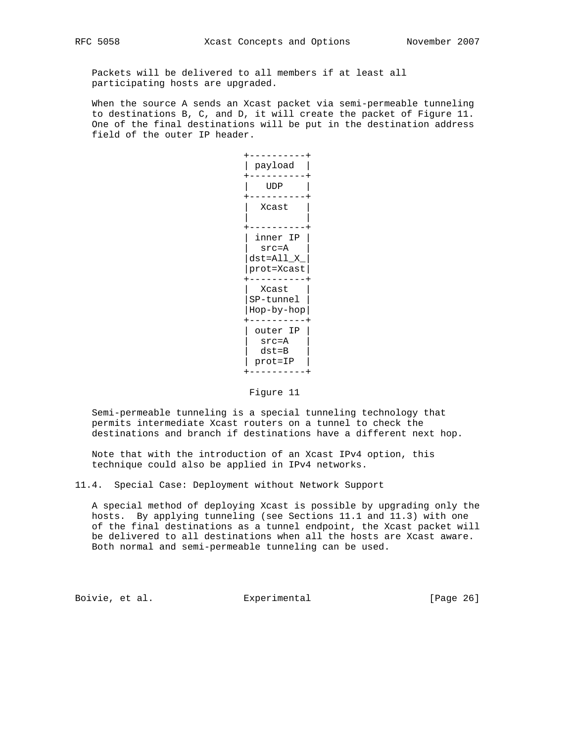Packets will be delivered to all members if at least all participating hosts are upgraded.

When the source A sends an Xcast packet via semi-permeable tunneling to destinations B, C, and D, it will create the packet of Figure 11. One of the final destinations will be put in the destination address field of the outer IP header.

```
+----------+
| payload  |
+----------+
|   UDP    |
+----------+
|  Xcast   |
|          |
+----------+
| inner IP |
|  src=A   |
|dst=All_X_|
|prot=Xcast|
+----------+
|  Xcast   |
|SP-tunnel |
|Hop-by-hop|
+----------+
| outer IP |
|  src=A   |
|  dst=B   |
| prot=IP  |
+----------+
```

Figure 11

Semi-permeable tunneling is a special tunneling technology that permits intermediate Xcast routers on a tunnel to check the destinations and branch if destinations have a different next hop.

Note that with the introduction of an Xcast IPv4 option, this technique could also be applied in IPv4 networks.

### 11.4. Special Case: Deployment without Network Support

A special method of deploying Xcast is possible by upgrading only the hosts. By applying tunneling (see Sections 11.1 and 11.3) with one of the final destinations as a tunnel endpoint, the Xcast packet will be delivered to all destinations when all the hosts are Xcast aware. Both normal and semi-permeable tunneling can be used.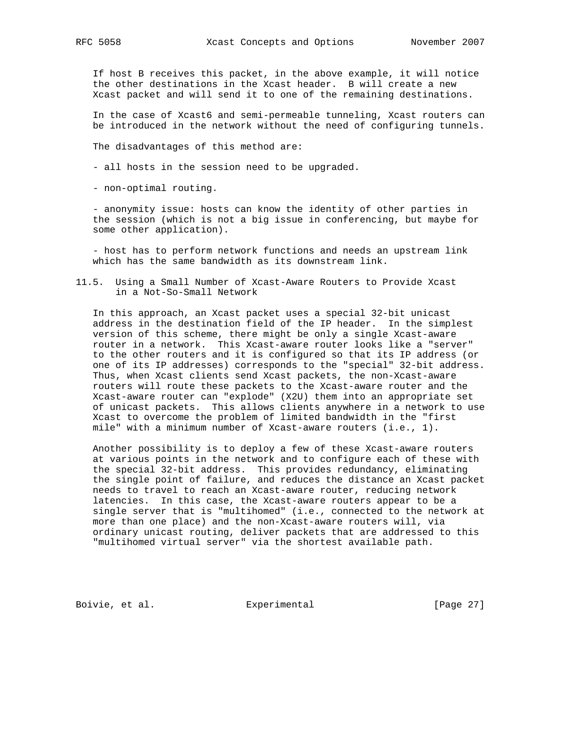If host B receives this packet, in the above example, it will notice the other destinations in the Xcast header. B will create a new Xcast packet and will send it to one of the remaining destinations.

In the case of Xcast6 and semi-permeable tunneling, Xcast routers can be introduced in the network without the need of configuring tunnels.

The disadvantages of this method are:

- all hosts in the session need to be upgraded.

- non-optimal routing.

- anonymity issue: hosts can know the identity of other parties in the session (which is not a big issue in conferencing, but maybe for some other application).

- host has to perform network functions and needs an upstream link which has the same bandwidth as its downstream link.

### 11.5. Using a Small Number of Xcast-Aware Routers to Provide Xcast in a Not-So-Small Network

In this approach, an Xcast packet uses a special 32-bit unicast address in the destination field of the IP header. In the simplest version of this scheme, there might be only a single Xcast-aware router in a network. This Xcast-aware router looks like a "server" to the other routers and it is configured so that its IP address (or one of its IP addresses) corresponds to the "special" 32-bit address. Thus, when Xcast clients send Xcast packets, the non-Xcast-aware routers will route these packets to the Xcast-aware router and the Xcast-aware router can "explode" (X2U) them into an appropriate set of unicast packets. This allows clients anywhere in a network to use Xcast to overcome the problem of limited bandwidth in the "first mile" with a minimum number of Xcast-aware routers (i.e., 1).

Another possibility is to deploy a few of these Xcast-aware routers at various points in the network and to configure each of these with the special 32-bit address. This provides redundancy, eliminating the single point of failure, and reduces the distance an Xcast packet needs to travel to reach an Xcast-aware router, reducing network latencies. In this case, the Xcast-aware routers appear to be a single server that is "multihomed" (i.e., connected to the network at more than one place) and the non-Xcast-aware routers will, via ordinary unicast routing, deliver packets that are addressed to this "multihomed virtual server" via the shortest available path.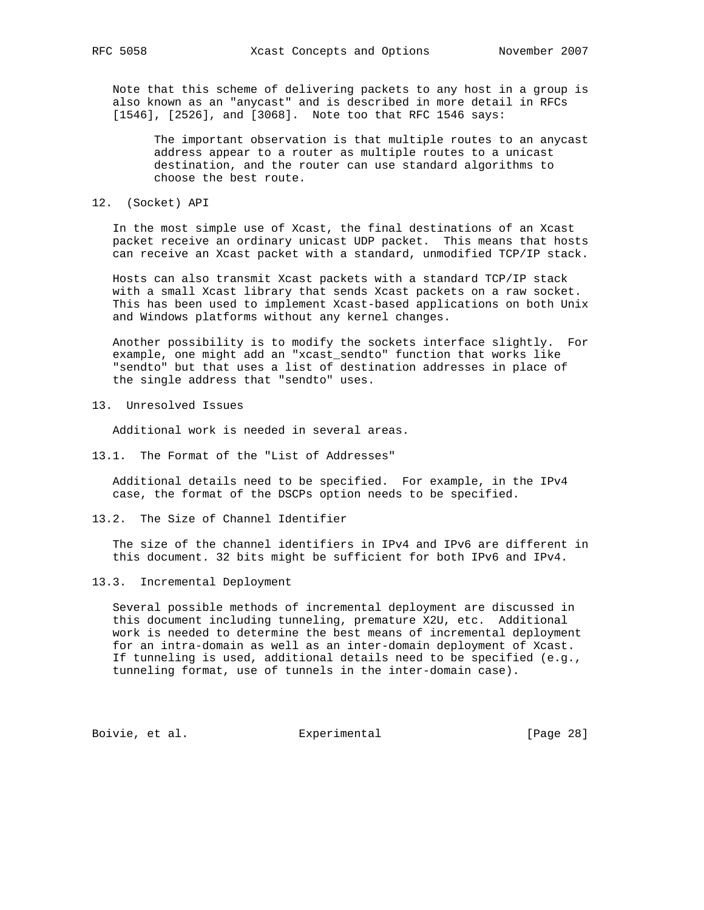Note that this scheme of delivering packets to any host in a group is also known as an "anycast" and is described in more detail in RFCs [1546], [2526], and [3068]. Note too that RFC 1546 says:

> The important observation is that multiple routes to an anycast address appear to a router as multiple routes to a unicast destination, and the router can use standard algorithms to choose the best route.

## 12. (Socket) API

In the most simple use of Xcast, the final destinations of an Xcast packet receive an ordinary unicast UDP packet. This means that hosts can receive an Xcast packet with a standard, unmodified TCP/IP stack.

Hosts can also transmit Xcast packets with a standard TCP/IP stack with a small Xcast library that sends Xcast packets on a raw socket. This has been used to implement Xcast-based applications on both Unix and Windows platforms without any kernel changes.

Another possibility is to modify the sockets interface slightly. For example, one might add an "xcast_sendto" function that works like "sendto" but that uses a list of destination addresses in place of the single address that "sendto" uses.

## 13. Unresolved Issues

Additional work is needed in several areas.

### 13.1. The Format of the "List of Addresses"

Additional details need to be specified. For example, in the IPv4 case, the format of the DSCPs option needs to be specified.

### 13.2. The Size of Channel Identifier

The size of the channel identifiers in IPv4 and IPv6 are different in this document. 32 bits might be sufficient for both IPv6 and IPv4.

### 13.3. Incremental Deployment

Several possible methods of incremental deployment are discussed in this document including tunneling, premature X2U, etc. Additional work is needed to determine the best means of incremental deployment for an intra-domain as well as an inter-domain deployment of Xcast. If tunneling is used, additional details need to be specified (e.g., tunneling format, use of tunnels in the inter-domain case).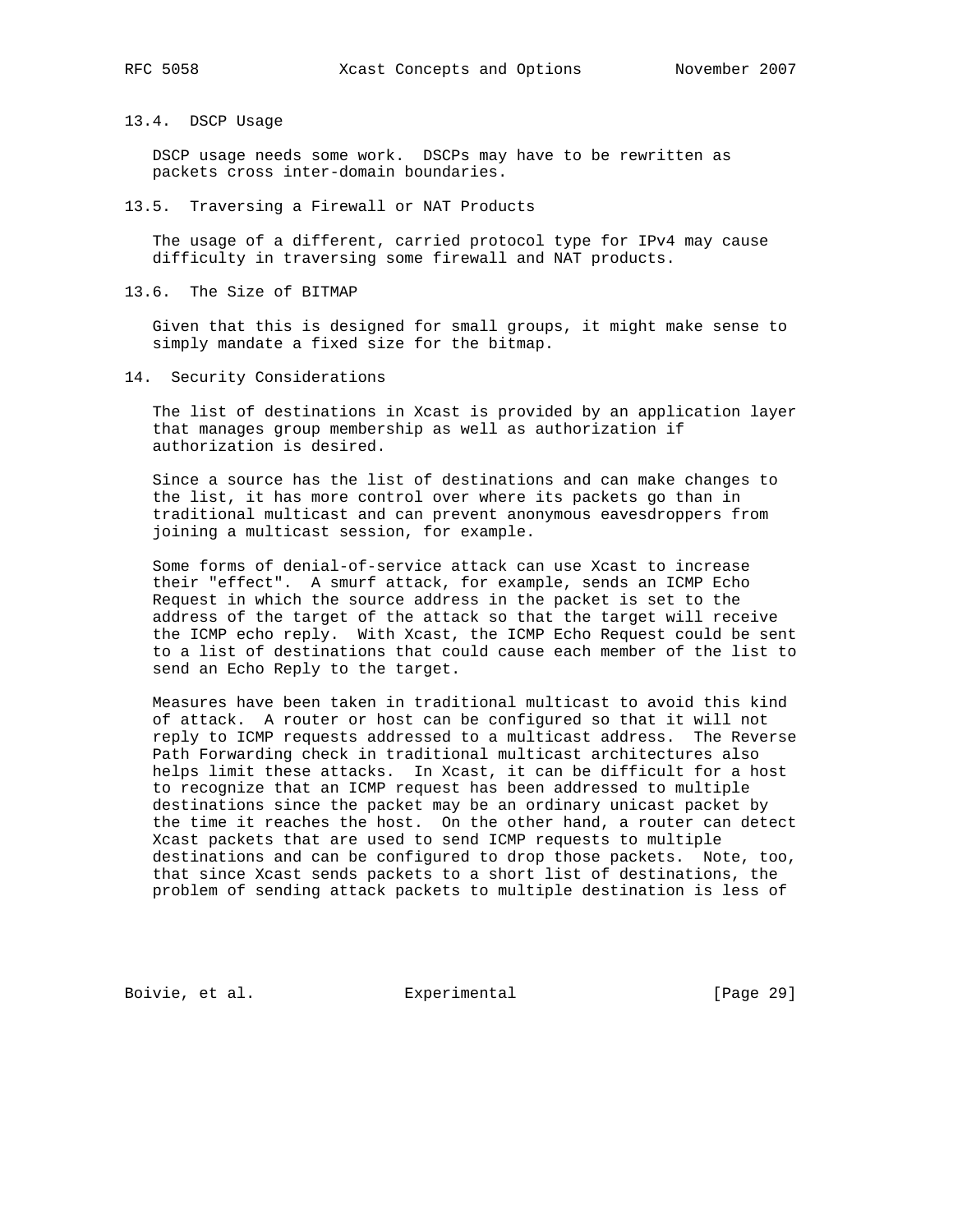### 13.4. DSCP Usage

DSCP usage needs some work. DSCPs may have to be rewritten as packets cross inter-domain boundaries.

### 13.5. Traversing a Firewall or NAT Products

The usage of a different, carried protocol type for IPv4 may cause difficulty in traversing some firewall and NAT products.

### 13.6. The Size of BITMAP

Given that this is designed for small groups, it might make sense to simply mandate a fixed size for the bitmap.

## 14. Security Considerations

The list of destinations in Xcast is provided by an application layer that manages group membership as well as authorization if authorization is desired.

Since a source has the list of destinations and can make changes to the list, it has more control over where its packets go than in traditional multicast and can prevent anonymous eavesdroppers from joining a multicast session, for example.

Some forms of denial-of-service attack can use Xcast to increase their "effect". A smurf attack, for example, sends an ICMP Echo Request in which the source address in the packet is set to the address of the target of the attack so that the target will receive the ICMP echo reply. With Xcast, the ICMP Echo Request could be sent to a list of destinations that could cause each member of the list to send an Echo Reply to the target.

Measures have been taken in traditional multicast to avoid this kind of attack. A router or host can be configured so that it will not reply to ICMP requests addressed to a multicast address. The Reverse Path Forwarding check in traditional multicast architectures also helps limit these attacks. In Xcast, it can be difficult for a host to recognize that an ICMP request has been addressed to multiple destinations since the packet may be an ordinary unicast packet by the time it reaches the host. On the other hand, a router can detect Xcast packets that are used to send ICMP requests to multiple destinations and can be configured to drop those packets. Note, too, that since Xcast sends packets to a short list of destinations, the problem of sending attack packets to multiple destination is less of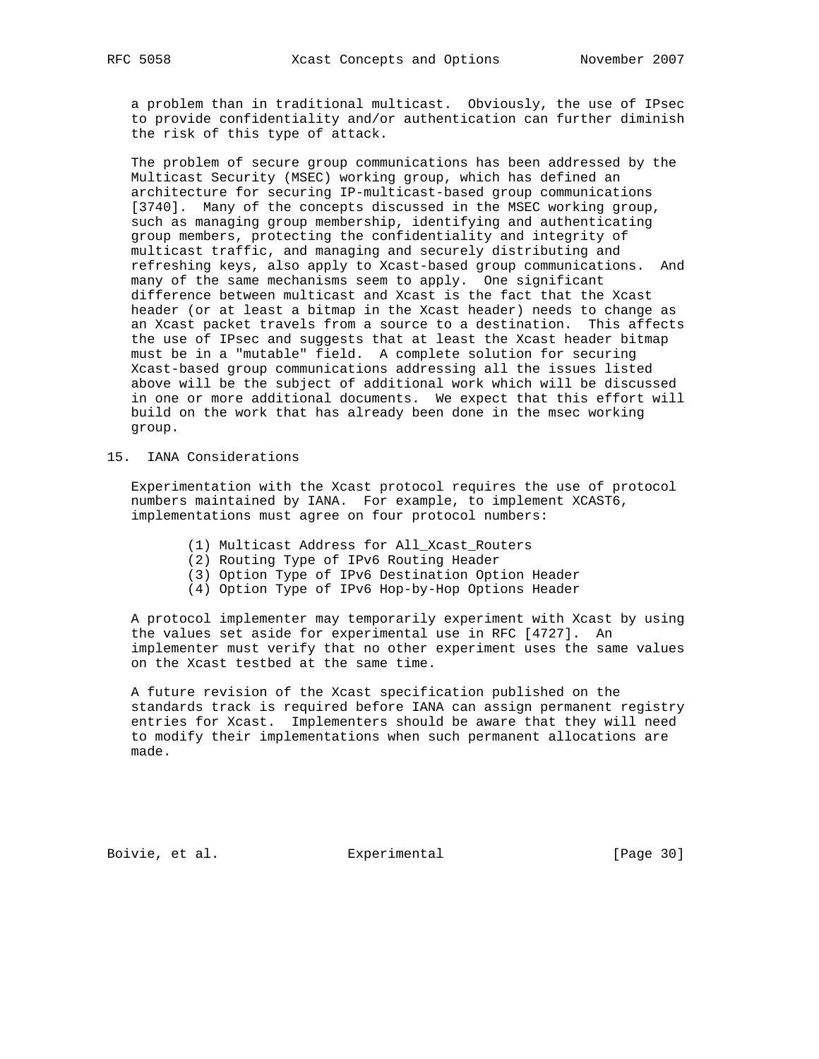a problem than in traditional multicast. Obviously, the use of IPsec to provide confidentiality and/or authentication can further diminish the risk of this type of attack.

The problem of secure group communications has been addressed by the Multicast Security (MSEC) working group, which has defined an architecture for securing IP-multicast-based group communications [3740]. Many of the concepts discussed in the MSEC working group, such as managing group membership, identifying and authenticating group members, protecting the confidentiality and integrity of multicast traffic, and managing and securely distributing and refreshing keys, also apply to Xcast-based group communications. And many of the same mechanisms seem to apply. One significant difference between multicast and Xcast is the fact that the Xcast header (or at least a bitmap in the Xcast header) needs to change as an Xcast packet travels from a source to a destination. This affects the use of IPsec and suggests that at least the Xcast header bitmap must be in a "mutable" field. A complete solution for securing Xcast-based group communications addressing all the issues listed above will be the subject of additional work which will be discussed in one or more additional documents. We expect that this effort will build on the work that has already been done in the msec working group.

## 15. IANA Considerations

Experimentation with the Xcast protocol requires the use of protocol numbers maintained by IANA. For example, to implement XCAST6, implementations must agree on four protocol numbers:

(1) Multicast Address for All_Xcast_Routers
(2) Routing Type of IPv6 Routing Header
(3) Option Type of IPv6 Destination Option Header
(4) Option Type of IPv6 Hop-by-Hop Options Header

A protocol implementer may temporarily experiment with Xcast by using the values set aside for experimental use in RFC [4727]. An implementer must verify that no other experiment uses the same values on the Xcast testbed at the same time.

A future revision of the Xcast specification published on the standards track is required before IANA can assign permanent registry entries for Xcast. Implementers should be aware that they will need to modify their implementations when such permanent allocations are made.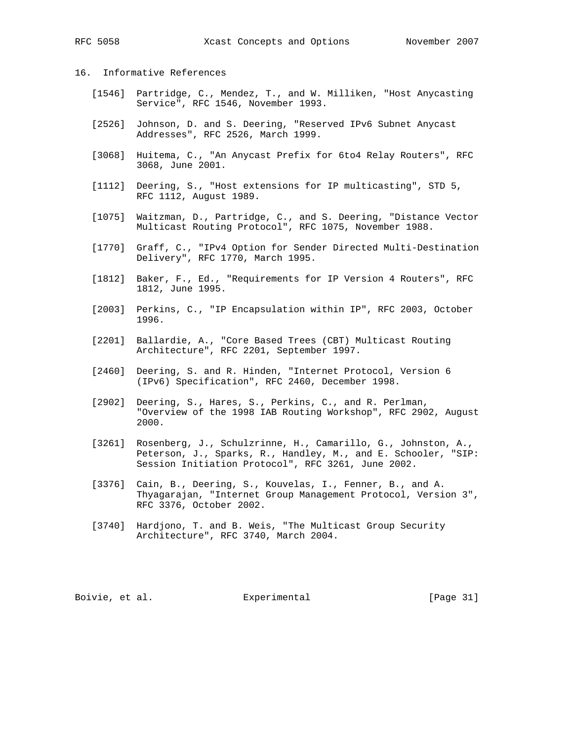## 16. Informative References

[1546] Partridge, C., Mendez, T., and W. Milliken, "Host Anycasting Service", RFC 1546, November 1993.

[2526] Johnson, D. and S. Deering, "Reserved IPv6 Subnet Anycast Addresses", RFC 2526, March 1999.

[3068] Huitema, C., "An Anycast Prefix for 6to4 Relay Routers", RFC 3068, June 2001.

[1112] Deering, S., "Host extensions for IP multicasting", STD 5, RFC 1112, August 1989.

[1075] Waitzman, D., Partridge, C., and S. Deering, "Distance Vector Multicast Routing Protocol", RFC 1075, November 1988.

[1770] Graff, C., "IPv4 Option for Sender Directed Multi-Destination Delivery", RFC 1770, March 1995.

[1812] Baker, F., Ed., "Requirements for IP Version 4 Routers", RFC 1812, June 1995.

[2003] Perkins, C., "IP Encapsulation within IP", RFC 2003, October 1996.

[2201] Ballardie, A., "Core Based Trees (CBT) Multicast Routing Architecture", RFC 2201, September 1997.

[2460] Deering, S. and R. Hinden, "Internet Protocol, Version 6 (IPv6) Specification", RFC 2460, December 1998.

[2902] Deering, S., Hares, S., Perkins, C., and R. Perlman, "Overview of the 1998 IAB Routing Workshop", RFC 2902, August 2000.

[3261] Rosenberg, J., Schulzrinne, H., Camarillo, G., Johnston, A., Peterson, J., Sparks, R., Handley, M., and E. Schooler, "SIP: Session Initiation Protocol", RFC 3261, June 2002.

[3376] Cain, B., Deering, S., Kouvelas, I., Fenner, B., and A. Thyagarajan, "Internet Group Management Protocol, Version 3", RFC 3376, October 2002.

[3740] Hardjono, T. and B. Weis, "The Multicast Group Security Architecture", RFC 3740, March 2004.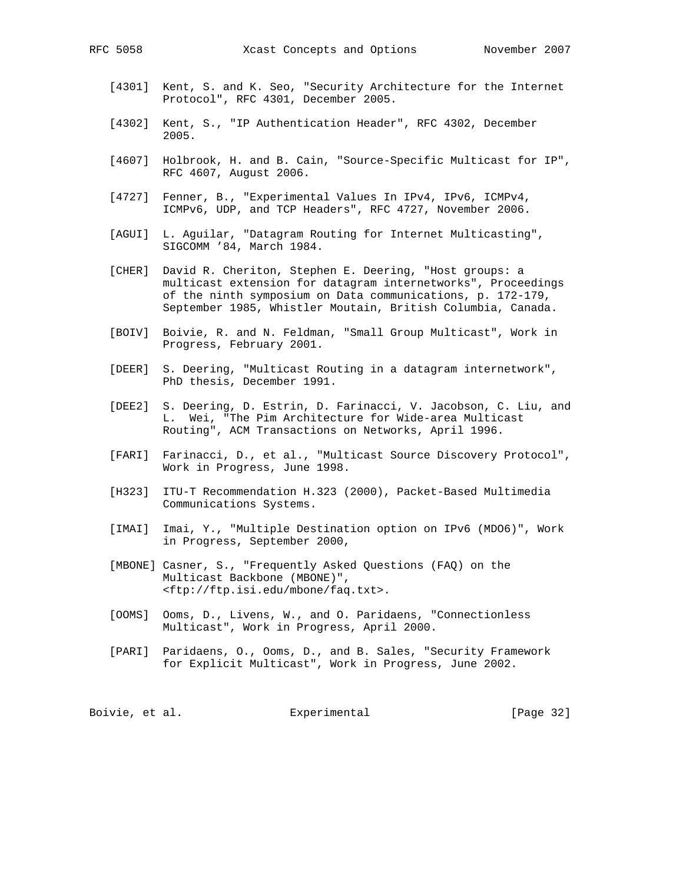[4301] Kent, S. and K. Seo, "Security Architecture for the Internet Protocol", RFC 4301, December 2005.

[4302] Kent, S., "IP Authentication Header", RFC 4302, December 2005.

[4607] Holbrook, H. and B. Cain, "Source-Specific Multicast for IP", RFC 4607, August 2006.

[4727] Fenner, B., "Experimental Values In IPv4, IPv6, ICMPv4, ICMPv6, UDP, and TCP Headers", RFC 4727, November 2006.

[AGUI] L. Aguilar, "Datagram Routing for Internet Multicasting", SIGCOMM ’84, March 1984.

[CHER] David R. Cheriton, Stephen E. Deering, "Host groups: a multicast extension for datagram internetworks", Proceedings of the ninth symposium on Data communications, p. 172-179, September 1985, Whistler Moutain, British Columbia, Canada.

[BOIV] Boivie, R. and N. Feldman, "Small Group Multicast", Work in Progress, February 2001.

[DEER] S. Deering, "Multicast Routing in a datagram internetwork", PhD thesis, December 1991.

[DEE2] S. Deering, D. Estrin, D. Farinacci, V. Jacobson, C. Liu, and L. Wei, "The Pim Architecture for Wide-area Multicast Routing", ACM Transactions on Networks, April 1996.

[FARI] Farinacci, D., et al., "Multicast Source Discovery Protocol", Work in Progress, June 1998.

[H323] ITU-T Recommendation H.323 (2000), Packet-Based Multimedia Communications Systems.

[IMAI] Imai, Y., "Multiple Destination option on IPv6 (MDO6)", Work in Progress, September 2000,

[MBONE] Casner, S., "Frequently Asked Questions (FAQ) on the Multicast Backbone (MBONE)", <ftp://ftp.isi.edu/mbone/faq.txt>.

[OOMS] Ooms, D., Livens, W., and O. Paridaens, "Connectionless Multicast", Work in Progress, April 2000.

[PARI] Paridaens, O., Ooms, D., and B. Sales, "Security Framework for Explicit Multicast", Work in Progress, June 2002.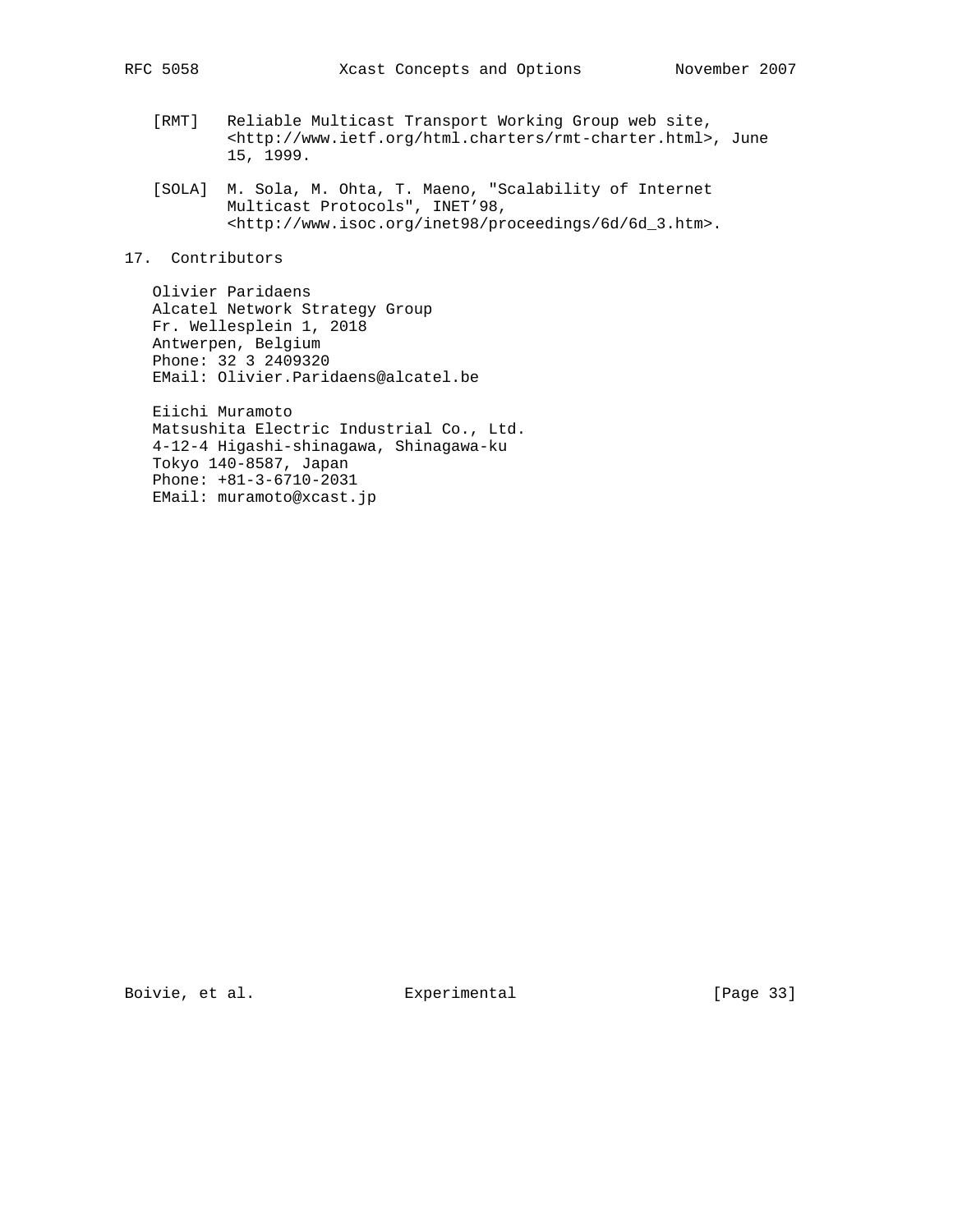[RMT] Reliable Multicast Transport Working Group web site, <http://www.ietf.org/html.charters/rmt-charter.html>, June 15, 1999.

[SOLA] M. Sola, M. Ohta, T. Maeno, "Scalability of Internet Multicast Protocols", INET’98, <http://www.isoc.org/inet98/proceedings/6d/6d_3.htm>.

## 17. Contributors

Olivier Paridaens
Alcatel Network Strategy Group
Fr. Wellesplein 1, 2018
Antwerpen, Belgium
Phone: 32 3 2409320
EMail: Olivier.Paridaens@alcatel.be

Eiichi Muramoto
Matsushita Electric Industrial Co., Ltd.
4-12-4 Higashi-shinagawa, Shinagawa-ku
Tokyo 140-8587, Japan
Phone: +81-3-6710-2031
EMail: muramoto@xcast.jp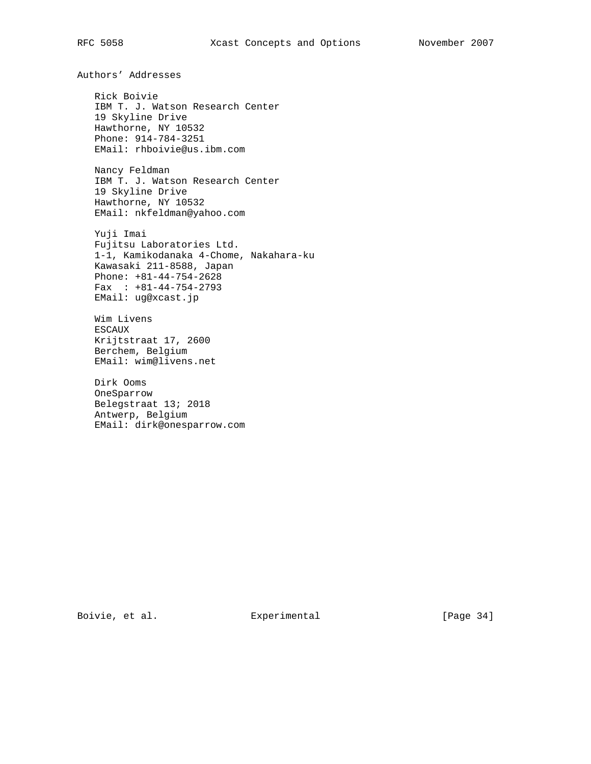## Authors' Addresses

Rick Boivie
IBM T. J. Watson Research Center
19 Skyline Drive
Hawthorne, NY 10532
Phone: 914-784-3251
EMail: rhboivie@us.ibm.com

Nancy Feldman
IBM T. J. Watson Research Center
19 Skyline Drive
Hawthorne, NY 10532
EMail: nkfeldman@yahoo.com

Yuji Imai
Fujitsu Laboratories Ltd.
1-1, Kamikodanaka 4-Chome, Nakahara-ku
Kawasaki 211-8588, Japan
Phone: +81-44-754-2628
Fax  : +81-44-754-2793
EMail: ug@xcast.jp

Wim Livens
ESCAUX
Krijtstraat 17, 2600
Berchem, Belgium
EMail: wim@livens.net

Dirk Ooms
OneSparrow
Belegstraat 13; 2018
Antwerp, Belgium
EMail: dirk@onesparrow.com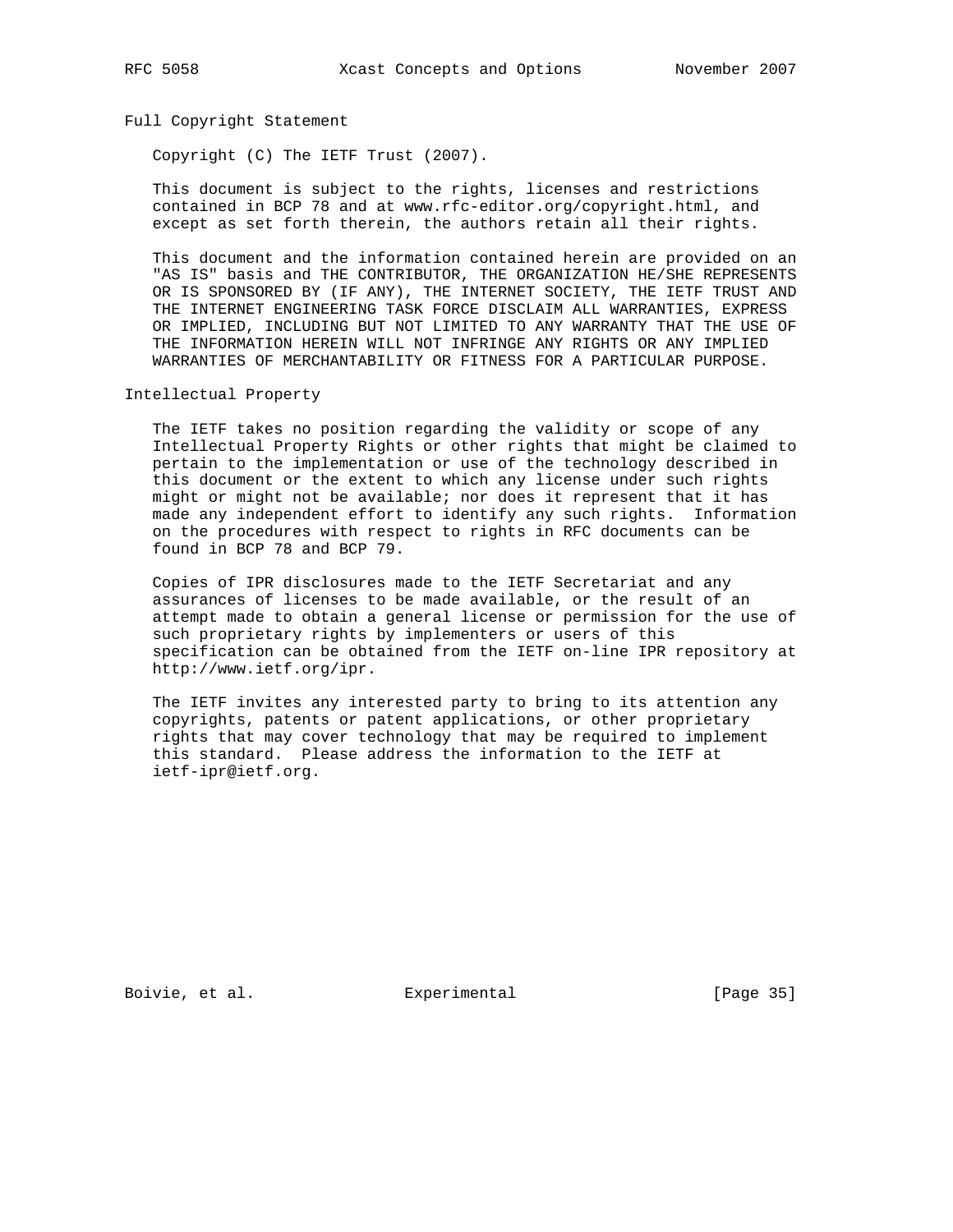## Full Copyright Statement

Copyright (C) The IETF Trust (2007).

This document is subject to the rights, licenses and restrictions contained in BCP 78 and at www.rfc-editor.org/copyright.html, and except as set forth therein, the authors retain all their rights.

This document and the information contained herein are provided on an "AS IS" basis and THE CONTRIBUTOR, THE ORGANIZATION HE/SHE REPRESENTS OR IS SPONSORED BY (IF ANY), THE INTERNET SOCIETY, THE IETF TRUST AND THE INTERNET ENGINEERING TASK FORCE DISCLAIM ALL WARRANTIES, EXPRESS OR IMPLIED, INCLUDING BUT NOT LIMITED TO ANY WARRANTY THAT THE USE OF THE INFORMATION HEREIN WILL NOT INFRINGE ANY RIGHTS OR ANY IMPLIED WARRANTIES OF MERCHANTABILITY OR FITNESS FOR A PARTICULAR PURPOSE.

## Intellectual Property

The IETF takes no position regarding the validity or scope of any Intellectual Property Rights or other rights that might be claimed to pertain to the implementation or use of the technology described in this document or the extent to which any license under such rights might or might not be available; nor does it represent that it has made any independent effort to identify any such rights. Information on the procedures with respect to rights in RFC documents can be found in BCP 78 and BCP 79.

Copies of IPR disclosures made to the IETF Secretariat and any assurances of licenses to be made available, or the result of an attempt made to obtain a general license or permission for the use of such proprietary rights by implementers or users of this specification can be obtained from the IETF on-line IPR repository at http://www.ietf.org/ipr.

The IETF invites any interested party to bring to its attention any copyrights, patents or patent applications, or other proprietary rights that may cover technology that may be required to implement this standard. Please address the information to the IETF at ietf-ipr@ietf.org.